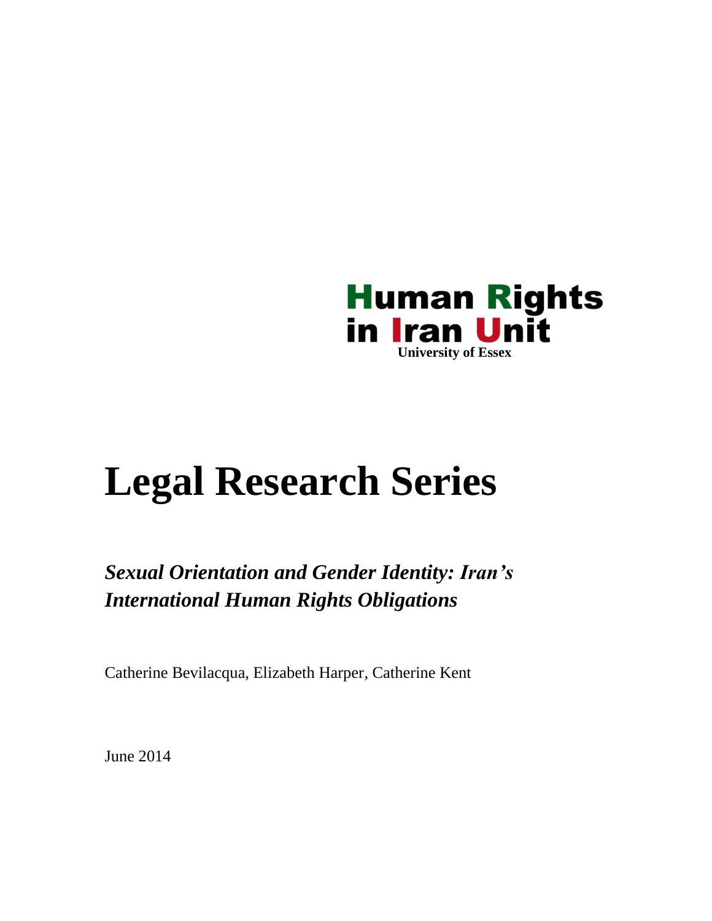**Human Rights in Iran Unit**
University of Essex

# Legal Research Series

***Sexual Orientation and Gender Identity: Iran's International Human Rights Obligations***

Catherine Bevilacqua, Elizabeth Harper, Catherine Kent

June 2014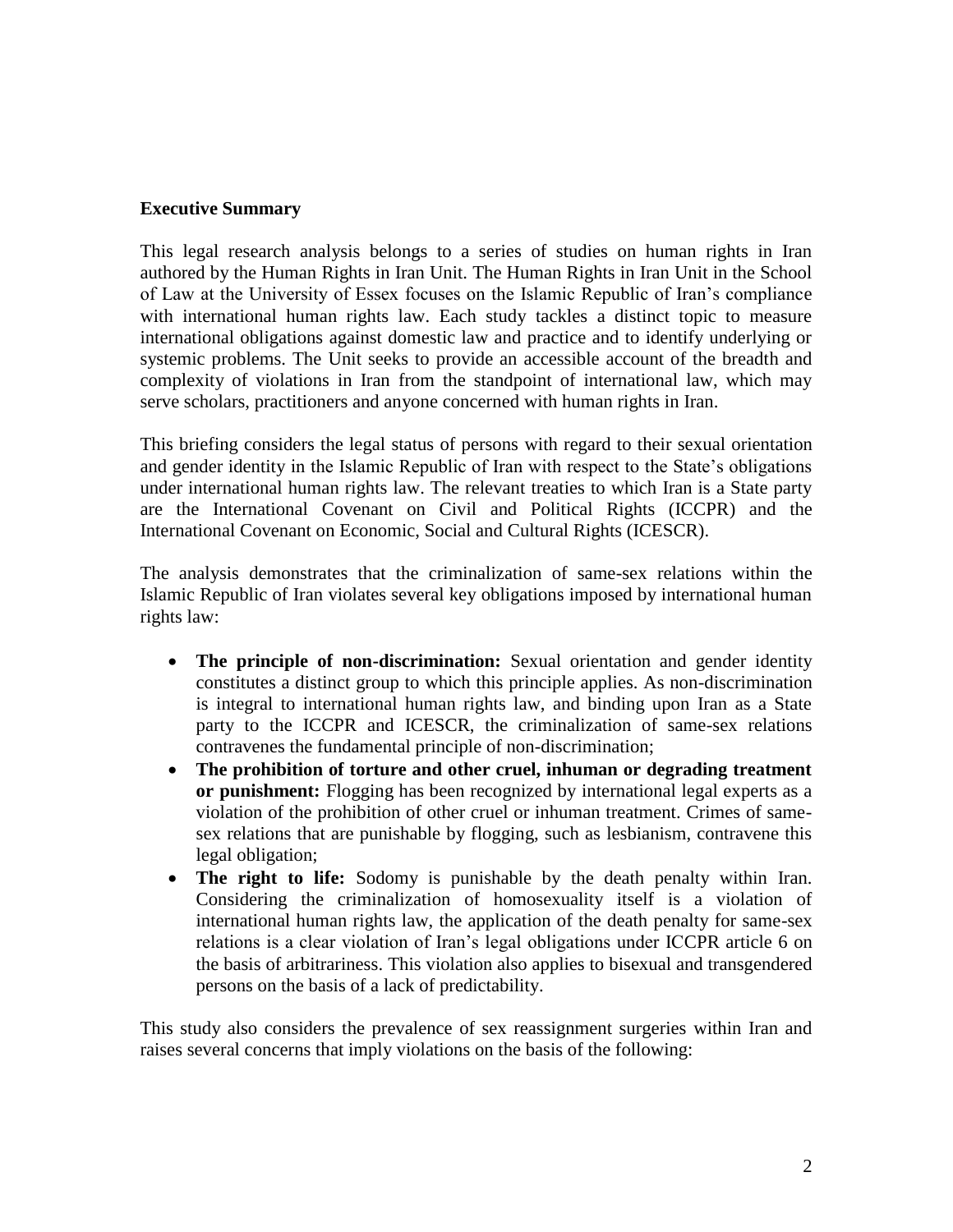**Executive Summary**

This legal research analysis belongs to a series of studies on human rights in Iran authored by the Human Rights in Iran Unit. The Human Rights in Iran Unit in the School of Law at the University of Essex focuses on the Islamic Republic of Iran's compliance with international human rights law. Each study tackles a distinct topic to measure international obligations against domestic law and practice and to identify underlying or systemic problems. The Unit seeks to provide an accessible account of the breadth and complexity of violations in Iran from the standpoint of international law, which may serve scholars, practitioners and anyone concerned with human rights in Iran.

This briefing considers the legal status of persons with regard to their sexual orientation and gender identity in the Islamic Republic of Iran with respect to the State's obligations under international human rights law. The relevant treaties to which Iran is a State party are the International Covenant on Civil and Political Rights (ICCPR) and the International Covenant on Economic, Social and Cultural Rights (ICESCR).

The analysis demonstrates that the criminalization of same-sex relations within the Islamic Republic of Iran violates several key obligations imposed by international human rights law:

- **The principle of non-discrimination:** Sexual orientation and gender identity constitutes a distinct group to which this principle applies. As non-discrimination is integral to international human rights law, and binding upon Iran as a State party to the ICCPR and ICESCR, the criminalization of same-sex relations contravenes the fundamental principle of non-discrimination;
- **The prohibition of torture and other cruel, inhuman or degrading treatment or punishment:** Flogging has been recognized by international legal experts as a violation of the prohibition of other cruel or inhuman treatment. Crimes of same-sex relations that are punishable by flogging, such as lesbianism, contravene this legal obligation;
- **The right to life:** Sodomy is punishable by the death penalty within Iran. Considering the criminalization of homosexuality itself is a violation of international human rights law, the application of the death penalty for same-sex relations is a clear violation of Iran's legal obligations under ICCPR article 6 on the basis of arbitrariness. This violation also applies to bisexual and transgendered persons on the basis of a lack of predictability.

This study also considers the prevalence of sex reassignment surgeries within Iran and raises several concerns that imply violations on the basis of the following: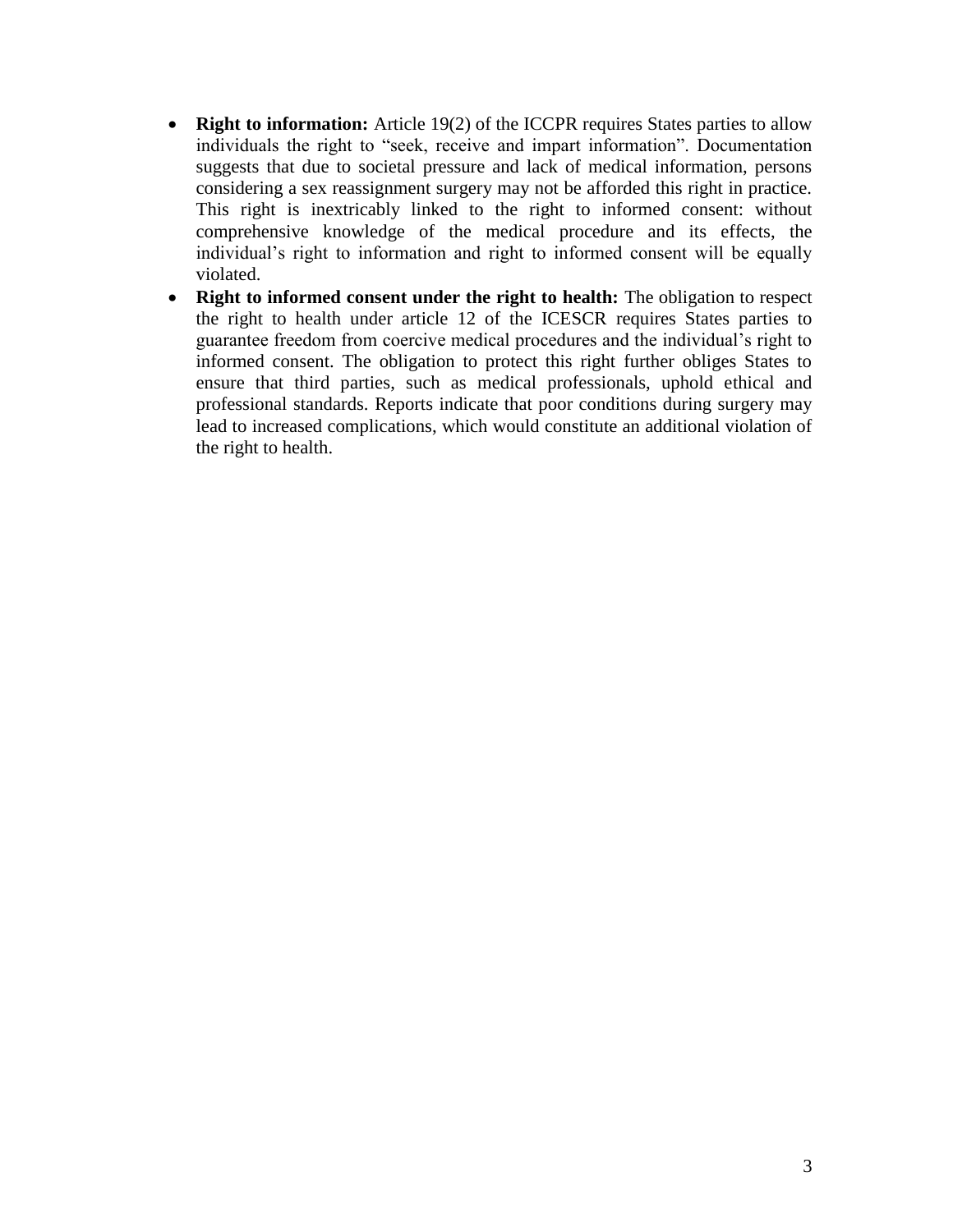- **Right to information:** Article 19(2) of the ICCPR requires States parties to allow individuals the right to "seek, receive and impart information". Documentation suggests that due to societal pressure and lack of medical information, persons considering a sex reassignment surgery may not be afforded this right in practice. This right is inextricably linked to the right to informed consent: without comprehensive knowledge of the medical procedure and its effects, the individual's right to information and right to informed consent will be equally violated.
- **Right to informed consent under the right to health:** The obligation to respect the right to health under article 12 of the ICESCR requires States parties to guarantee freedom from coercive medical procedures and the individual's right to informed consent. The obligation to protect this right further obliges States to ensure that third parties, such as medical professionals, uphold ethical and professional standards. Reports indicate that poor conditions during surgery may lead to increased complications, which would constitute an additional violation of the right to health.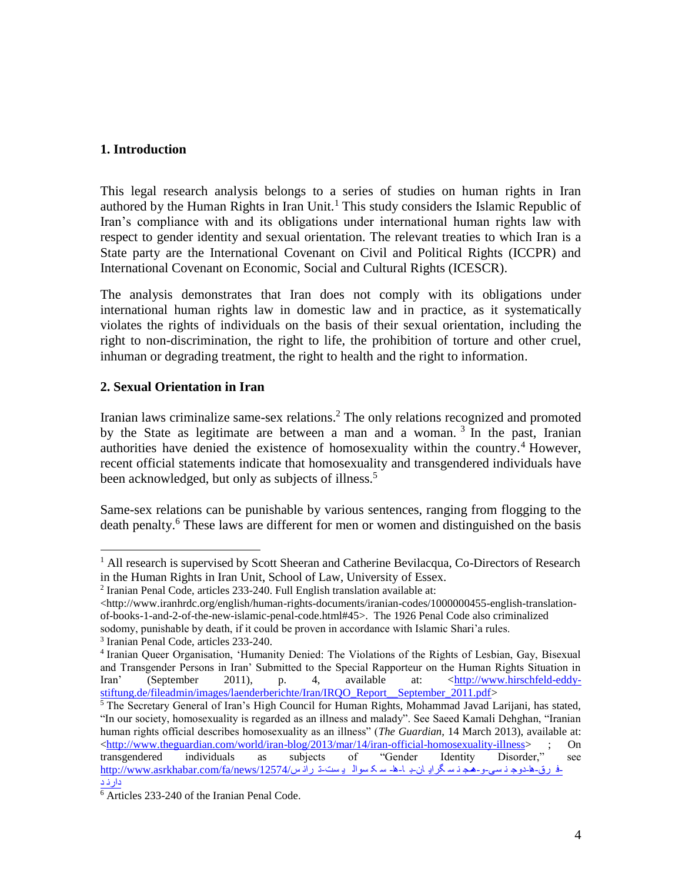## 1. Introduction

This legal research analysis belongs to a series of studies on human rights in Iran authored by the Human Rights in Iran Unit.[1] This study considers the Islamic Republic of Iran's compliance with and its obligations under international human rights law with respect to gender identity and sexual orientation. The relevant treaties to which Iran is a State party are the International Covenant on Civil and Political Rights (ICCPR) and International Covenant on Economic, Social and Cultural Rights (ICESCR).

The analysis demonstrates that Iran does not comply with its obligations under international human rights law in domestic law and in practice, as it systematically violates the rights of individuals on the basis of their sexual orientation, including the right to non-discrimination, the right to life, the prohibition of torture and other cruel, inhuman or degrading treatment, the right to health and the right to information.

## 2. Sexual Orientation in Iran

Iranian laws criminalize same-sex relations.[2] The only relations recognized and promoted by the State as legitimate are between a man and a woman.[3] In the past, Iranian authorities have denied the existence of homosexuality within the country.[4] However, recent official statements indicate that homosexuality and transgendered individuals have been acknowledged, but only as subjects of illness.[5]

Same-sex relations can be punishable by various sentences, ranging from flogging to the death penalty.[6] These laws are different for men or women and distinguished on the basis

---

[1] All research is supervised by Scott Sheeran and Catherine Bevilacqua, Co-Directors of Research in the Human Rights in Iran Unit, School of Law, University of Essex.

[2] Iranian Penal Code, articles 233-240. Full English translation available at: <http://www.iranhrdc.org/english/human-rights-documents/iranian-codes/1000000455-english-translation-of-books-1-and-2-of-the-new-islamic-penal-code.html#45>. The 1926 Penal Code also criminalized sodomy, punishable by death, if it could be proven in accordance with Islamic Shari'a rules.

[3] Iranian Penal Code, articles 233-240.

[4] Iranian Queer Organisation, 'Humanity Denied: The Violations of the Rights of Lesbian, Gay, Bisexual and Transgender Persons in Iran' Submitted to the Special Rapporteur on the Human Rights Situation in Iran' (September 2011), p. 4, available at: <http://www.hirschfeld-eddy-stiftung.de/fileadmin/images/laenderberichte/Iran/IRQO_Report__September_2011.pdf>

[5] The Secretary General of Iran's High Council for Human Rights, Mohammad Javad Larijani, has stated, "In our society, homosexuality is regarded as an illness and malady". See Saeed Kamali Dehghan, "Iranian human rights official describes homosexuality as an illness" (*The Guardian*, 14 March 2013), available at: <http://www.theguardian.com/world/iran-blog/2013/mar/14/iran-official-homosexuality-illness> ; On transgendered individuals as subjects of "Gender Identity Disorder," see http://www.asrkhabar.com/fa/news/12574/ترانس-سکشوال-ها-با-همجنسگرایان-تفاوت-های-جنسیتی-و-هویتی-دارند

[6] Articles 233-240 of the Iranian Penal Code.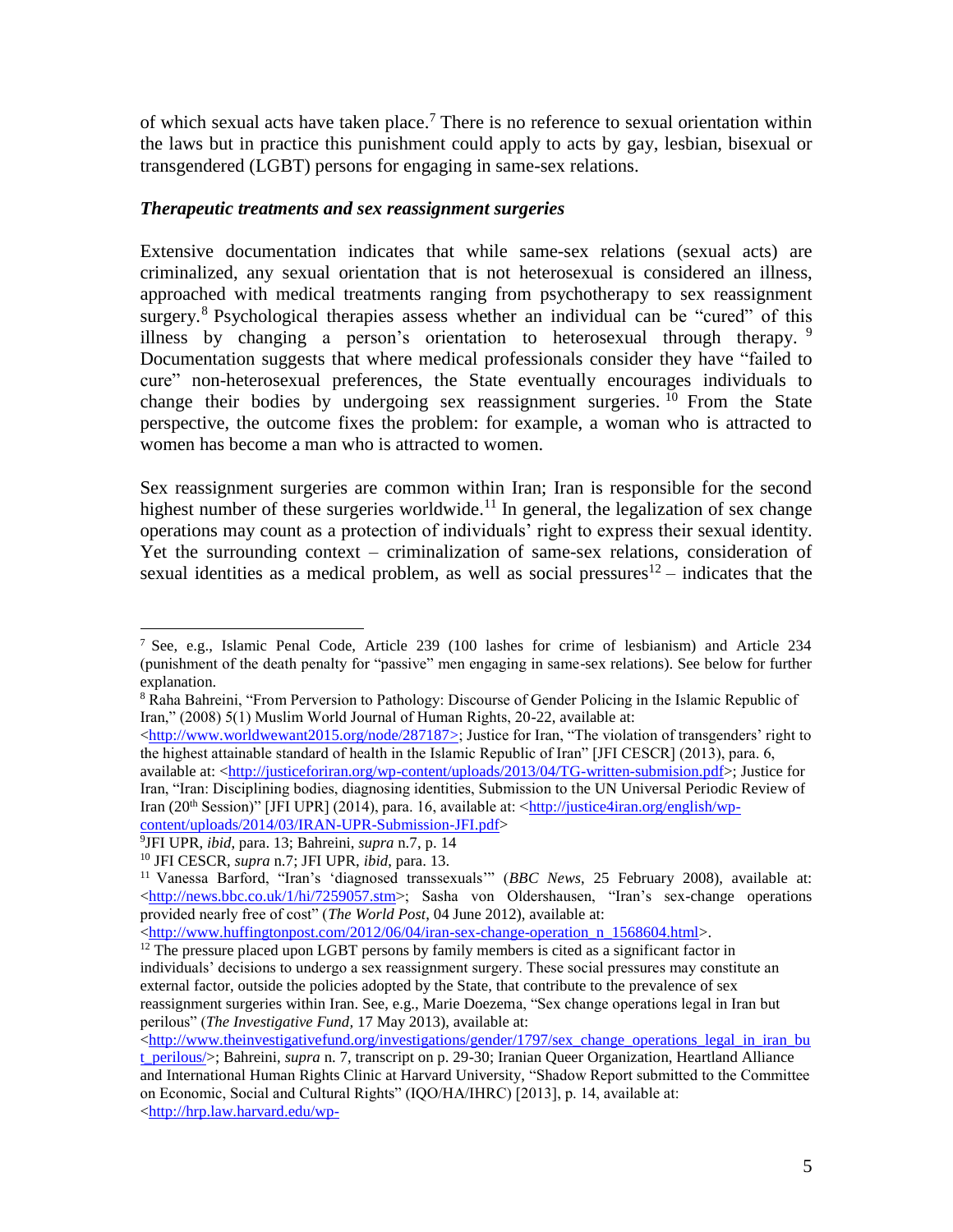of which sexual acts have taken place.[7] There is no reference to sexual orientation within the laws but in practice this punishment could apply to acts by gay, lesbian, bisexual or transgendered (LGBT) persons for engaging in same-sex relations.

### *Therapeutic treatments and sex reassignment surgeries*

Extensive documentation indicates that while same-sex relations (sexual acts) are criminalized, any sexual orientation that is not heterosexual is considered an illness, approached with medical treatments ranging from psychotherapy to sex reassignment surgery.[8] Psychological therapies assess whether an individual can be "cured" of this illness by changing a person's orientation to heterosexual through therapy.[9] Documentation suggests that where medical professionals consider they have "failed to cure" non-heterosexual preferences, the State eventually encourages individuals to change their bodies by undergoing sex reassignment surgeries.[10] From the State perspective, the outcome fixes the problem: for example, a woman who is attracted to women has become a man who is attracted to women.

Sex reassignment surgeries are common within Iran; Iran is responsible for the second highest number of these surgeries worldwide.[11] In general, the legalization of sex change operations may count as a protection of individuals' right to express their sexual identity. Yet the surrounding context – criminalization of same-sex relations, consideration of sexual identities as a medical problem, as well as social pressures[12] – indicates that the

---

[7] See, e.g., Islamic Penal Code, Article 239 (100 lashes for crime of lesbianism) and Article 234 (punishment of the death penalty for "passive" men engaging in same-sex relations). See below for further explanation.

[8] Raha Bahreini, "From Perversion to Pathology: Discourse of Gender Policing in the Islamic Republic of Iran," (2008) 5(1) Muslim World Journal of Human Rights, 20-22, available at: <http://www.worldwewant2015.org/node/287187>; Justice for Iran, "The violation of transgenders' right to the highest attainable standard of health in the Islamic Republic of Iran" [JFI CESCR] (2013), para. 6, available at: <http://justiceforiran.org/wp-content/uploads/2013/04/TG-written-submision.pdf>; Justice for Iran, "Iran: Disciplining bodies, diagnosing identities, Submission to the UN Universal Periodic Review of Iran (20th Session)" [JFI UPR] (2014), para. 16, available at: <http://justice4iran.org/english/wp-content/uploads/2014/03/IRAN-UPR-Submission-JFI.pdf>

[9] JFI UPR, *ibid*, para. 13; Bahreini, *supra* n.7, p. 14

[10] JFI CESCR, *supra* n.7; JFI UPR, *ibid*, para. 13.

[11] Vanessa Barford, "Iran's 'diagnosed transsexuals'" (*BBC News*, 25 February 2008), available at: <http://news.bbc.co.uk/1/hi/7259057.stm>; Sasha von Oldershausen, "Iran's sex-change operations provided nearly free of cost" (*The World Post*, 04 June 2012), available at: <http://www.huffingtonpost.com/2012/06/04/iran-sex-change-operation_n_1568604.html>.

[12] The pressure placed upon LGBT persons by family members is cited as a significant factor in individuals' decisions to undergo a sex reassignment surgery. These social pressures may constitute an external factor, outside the policies adopted by the State, that contribute to the prevalence of sex reassignment surgeries within Iran. See, e.g., Marie Doezema, "Sex change operations legal in Iran but perilous" (*The Investigative Fund*, 17 May 2013), available at: <http://www.theinvestigativefund.org/investigations/gender/1797/sex_change_operations_legal_in_iran_but_perilous/>; Bahreini, *supra* n. 7, transcript on p. 29-30; Iranian Queer Organization, Heartland Alliance and International Human Rights Clinic at Harvard University, "Shadow Report submitted to the Committee on Economic, Social and Cultural Rights" (IQO/HA/IHRC) [2013], p. 14, available at: <http://hrp.law.harvard.edu/wp-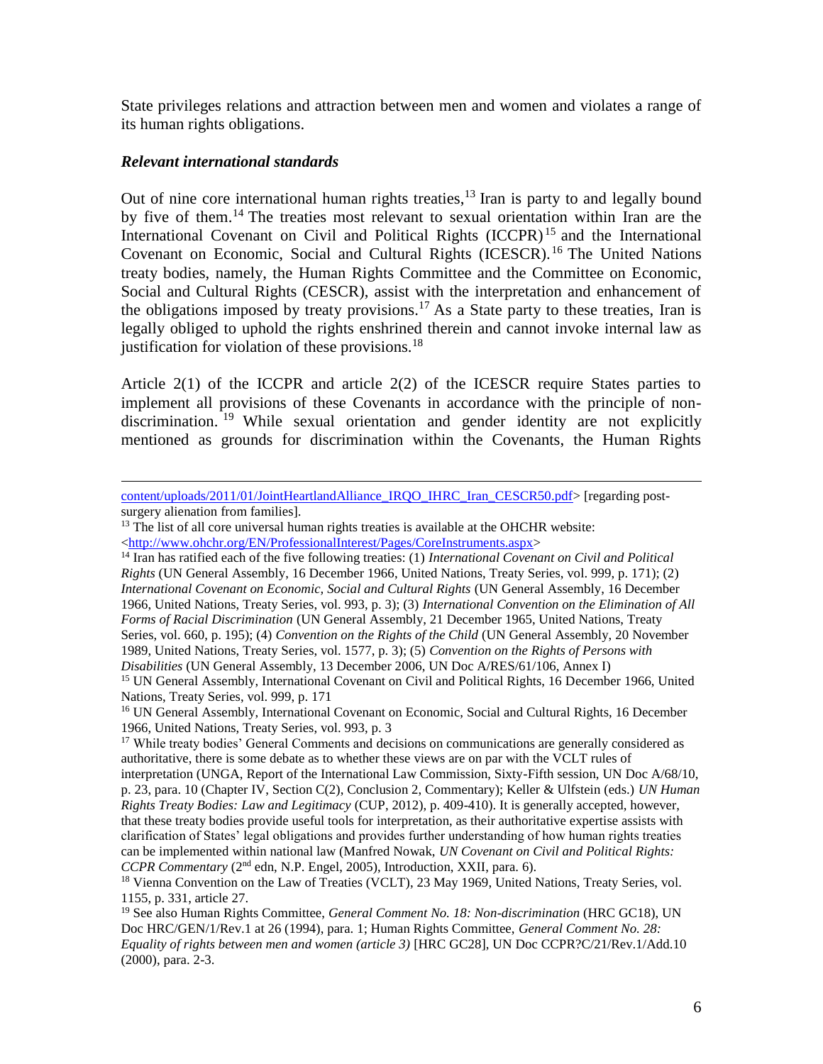State privileges relations and attraction between men and women and violates a range of its human rights obligations.

### *Relevant international standards*

Out of nine core international human rights treaties,[13] Iran is party to and legally bound by five of them.[14] The treaties most relevant to sexual orientation within Iran are the International Covenant on Civil and Political Rights (ICCPR)[15] and the International Covenant on Economic, Social and Cultural Rights (ICESCR).[16] The United Nations treaty bodies, namely, the Human Rights Committee and the Committee on Economic, Social and Cultural Rights (CESCR), assist with the interpretation and enhancement of the obligations imposed by treaty provisions.[17] As a State party to these treaties, Iran is legally obliged to uphold the rights enshrined therein and cannot invoke internal law as justification for violation of these provisions.[18]

Article 2(1) of the ICCPR and article 2(2) of the ICESCR require States parties to implement all provisions of these Covenants in accordance with the principle of non-discrimination.[19] While sexual orientation and gender identity are not explicitly mentioned as grounds for discrimination within the Covenants, the Human Rights

---

content/uploads/2011/01/JointHeartlandAlliance_IRQO_IHRC_Iran_CESCR50.pdf> [regarding post-surgery alienation from families].

[13] The list of all core universal human rights treaties is available at the OHCHR website: <http://www.ohchr.org/EN/ProfessionalInterest/Pages/CoreInstruments.aspx>

[14] Iran has ratified each of the five following treaties: (1) *International Covenant on Civil and Political Rights* (UN General Assembly, 16 December 1966, United Nations, Treaty Series, vol. 999, p. 171); (2) *International Covenant on Economic, Social and Cultural Rights* (UN General Assembly, 16 December 1966, United Nations, Treaty Series, vol. 993, p. 3); (3) *International Convention on the Elimination of All Forms of Racial Discrimination* (UN General Assembly, 21 December 1965, United Nations, Treaty Series, vol. 660, p. 195); (4) *Convention on the Rights of the Child* (UN General Assembly, 20 November 1989, United Nations, Treaty Series, vol. 1577, p. 3); (5) *Convention on the Rights of Persons with Disabilities* (UN General Assembly, 13 December 2006, UN Doc A/RES/61/106, Annex I)

[15] UN General Assembly, International Covenant on Civil and Political Rights, 16 December 1966, United Nations, Treaty Series, vol. 999, p. 171

[16] UN General Assembly, International Covenant on Economic, Social and Cultural Rights, 16 December 1966, United Nations, Treaty Series, vol. 993, p. 3

[17] While treaty bodies' General Comments and decisions on communications are generally considered as authoritative, there is some debate as to whether these views are on par with the VCLT rules of interpretation (UNGA, Report of the International Law Commission, Sixty-Fifth session, UN Doc A/68/10, p. 23, para. 10 (Chapter IV, Section C(2), Conclusion 2, Commentary); Keller & Ulfstein (eds.) *UN Human Rights Treaty Bodies: Law and Legitimacy* (CUP, 2012), p. 409-410). It is generally accepted, however, that these treaty bodies provide useful tools for interpretation, as their authoritative expertise assists with clarification of States' legal obligations and provides further understanding of how human rights treaties can be implemented within national law (Manfred Nowak, *UN Covenant on Civil and Political Rights: CCPR Commentary* (2nd edn, N.P. Engel, 2005), Introduction, XXII, para. 6).

[18] Vienna Convention on the Law of Treaties (VCLT), 23 May 1969, United Nations, Treaty Series, vol. 1155, p. 331, article 27.

[19] See also Human Rights Committee, *General Comment No. 18: Non-discrimination* (HRC GC18), UN Doc HRC/GEN/1/Rev.1 at 26 (1994), para. 1; Human Rights Committee, *General Comment No. 28: Equality of rights between men and women (article 3)* [HRC GC28], UN Doc CCPR?C/21/Rev.1/Add.10 (2000), para. 2-3.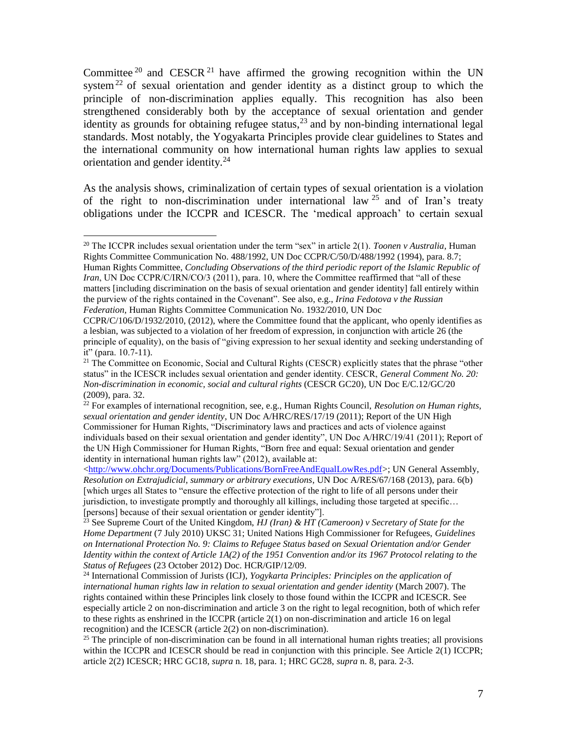Committee[20] and CESCR[21] have affirmed the growing recognition within the UN system[22] of sexual orientation and gender identity as a distinct group to which the principle of non-discrimination applies equally. This recognition has also been strengthened considerably both by the acceptance of sexual orientation and gender identity as grounds for obtaining refugee status,[23] and by non-binding international legal standards. Most notably, the Yogyakarta Principles provide clear guidelines to States and the international community on how international human rights law applies to sexual orientation and gender identity.[24]

As the analysis shows, criminalization of certain types of sexual orientation is a violation of the right to non-discrimination under international law[25] and of Iran's treaty obligations under the ICCPR and ICESCR. The 'medical approach' to certain sexual

---

[20] The ICCPR includes sexual orientation under the term "sex" in article 2(1). *Toonen v Australia*, Human Rights Committee Communication No. 488/1992, UN Doc CCPR/C/50/D/488/1992 (1994), para. 8.7; Human Rights Committee, *Concluding Observations of the third periodic report of the Islamic Republic of Iran*, UN Doc CCPR/C/IRN/CO/3 (2011), para. 10, where the Committee reaffirmed that "all of these matters [including discrimination on the basis of sexual orientation and gender identity] fall entirely within the purview of the rights contained in the Covenant". See also, e.g., *Irina Fedotova v the Russian Federation,* Human Rights Committee Communication No. 1932/2010, UN Doc CCPR/C/106/D/1932/2010, (2012), where the Committee found that the applicant, who openly identifies as a lesbian, was subjected to a violation of her freedom of expression, in conjunction with article 26 (the principle of equality), on the basis of "giving expression to her sexual identity and seeking understanding of it" (para. 10.7-11).

[21] The Committee on Economic, Social and Cultural Rights (CESCR) explicitly states that the phrase "other status" in the ICESCR includes sexual orientation and gender identity. CESCR, *General Comment No. 20: Non-discrimination in economic, social and cultural rights* (CESCR GC20), UN Doc E/C.12/GC/20 (2009), para. 32.

[22] For examples of international recognition, see, e.g., Human Rights Council, *Resolution on Human rights, sexual orientation and gender identity*, UN Doc A/HRC/RES/17/19 (2011); Report of the UN High Commissioner for Human Rights, "Discriminatory laws and practices and acts of violence against individuals based on their sexual orientation and gender identity", UN Doc A/HRC/19/41 (2011); Report of the UN High Commissioner for Human Rights, "Born free and equal: Sexual orientation and gender identity in international human rights law" (2012), available at: <http://www.ohchr.org/Documents/Publications/BornFreeAndEqualLowRes.pdf>; UN General Assembly, *Resolution on Extrajudicial, summary or arbitrary executions*, UN Doc A/RES/67/168 (2013), para. 6(b) [which urges all States to "ensure the effective protection of the right to life of all persons under their jurisdiction, to investigate promptly and thoroughly all killings, including those targeted at specific… [persons] because of their sexual orientation or gender identity"].

[23] See Supreme Court of the United Kingdom, *HJ (Iran) & HT (Cameroon) v Secretary of State for the Home Department* (7 July 2010) UKSC 31; United Nations High Commissioner for Refugees, *Guidelines on International Protection No. 9: Claims to Refugee Status based on Sexual Orientation and/or Gender Identity within the context of Article 1A(2) of the 1951 Convention and/or its 1967 Protocol relating to the Status of Refugees* (23 October 2012) Doc. HCR/GIP/12/09.

[24] International Commission of Jurists (ICJ), *Yogykarta Principles: Principles on the application of international human rights law in relation to sexual orientation and gender identity* (March 2007). The rights contained within these Principles link closely to those found within the ICCPR and ICESCR. See especially article 2 on non-discrimination and article 3 on the right to legal recognition, both of which refer to these rights as enshrined in the ICCPR (article 2(1) on non-discrimination and article 16 on legal recognition) and the ICESCR (article 2(2) on non-discrimination).

[25] The principle of non-discrimination can be found in all international human rights treaties; all provisions within the ICCPR and ICESCR should be read in conjunction with this principle. See Article 2(1) ICCPR; article 2(2) ICESCR; HRC GC18, *supra* n. 18, para. 1; HRC GC28, *supra* n. 8, para. 2-3.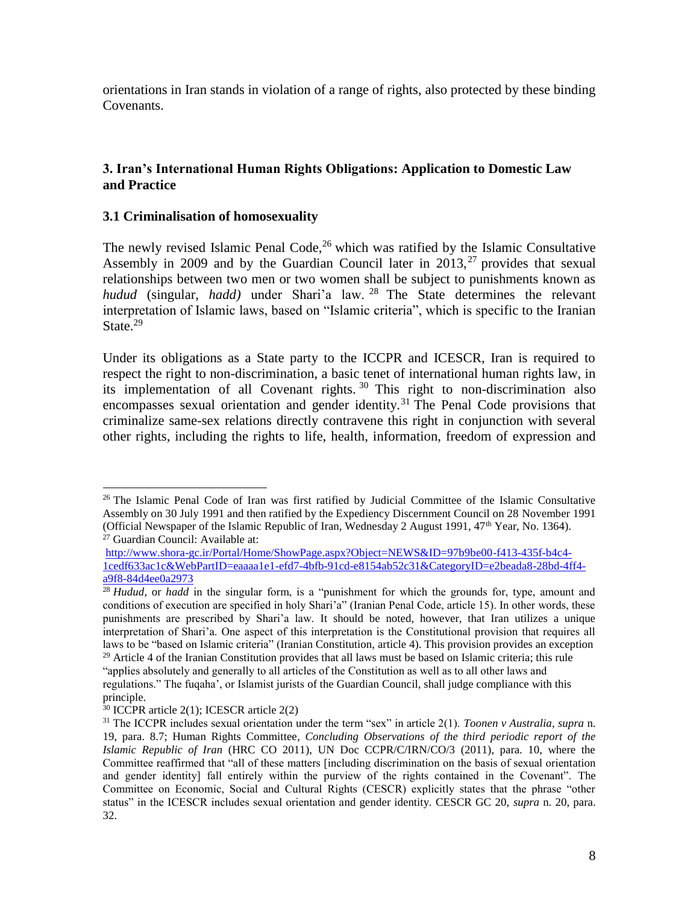orientations in Iran stands in violation of a range of rights, also protected by these binding Covenants.

## 3. Iran's International Human Rights Obligations: Application to Domestic Law and Practice

### 3.1 Criminalisation of homosexuality

The newly revised Islamic Penal Code,[26] which was ratified by the Islamic Consultative Assembly in 2009 and by the Guardian Council later in 2013,[27] provides that sexual relationships between two men or two women shall be subject to punishments known as *hudud* (singular, *hadd)* under Shari'a law.[28] The State determines the relevant interpretation of Islamic laws, based on "Islamic criteria", which is specific to the Iranian State.[29]

Under its obligations as a State party to the ICCPR and ICESCR, Iran is required to respect the right to non-discrimination, a basic tenet of international human rights law, in its implementation of all Covenant rights.[30] This right to non-discrimination also encompasses sexual orientation and gender identity.[31] The Penal Code provisions that criminalize same-sex relations directly contravene this right in conjunction with several other rights, including the rights to life, health, information, freedom of expression and

---

[26] The Islamic Penal Code of Iran was first ratified by Judicial Committee of the Islamic Consultative Assembly on 30 July 1991 and then ratified by the Expediency Discernment Council on 28 November 1991 (Official Newspaper of the Islamic Republic of Iran, Wednesday 2 August 1991, 47th Year, No. 1364).

[27] Guardian Council: Available at: http://www.shora-gc.ir/Portal/Home/ShowPage.aspx?Object=NEWS&ID=97b9be00-f413-435f-b4c4-1cedf633ac1c&WebPartID=eaaaa1e1-efd7-4bfb-91cd-e8154ab52c31&CategoryID=e2beada8-28bd-4ff4-a9f8-84d4ee0a2973

[28] *Hudud*, or *hadd* in the singular form, is a "punishment for which the grounds for, type, amount and conditions of execution are specified in holy Shari'a" (Iranian Penal Code, article 15). In other words, these punishments are prescribed by Shari'a law. It should be noted, however, that Iran utilizes a unique interpretation of Shari'a. One aspect of this interpretation is the Constitutional provision that requires all laws to be "based on Islamic criteria" (Iranian Constitution, article 4). This provision provides an exception

[29] Article 4 of the Iranian Constitution provides that all laws must be based on Islamic criteria; this rule "applies absolutely and generally to all articles of the Constitution as well as to all other laws and regulations." The fuqaha', or Islamist jurists of the Guardian Council, shall judge compliance with this principle.

[30] ICCPR article 2(1); ICESCR article 2(2)

[31] The ICCPR includes sexual orientation under the term "sex" in article 2(1). *Toonen v Australia*, *supra* n. 19, para. 8.7; Human Rights Committee, *Concluding Observations of the third periodic report of the Islamic Republic of Iran* (HRC CO 2011), UN Doc CCPR/C/IRN/CO/3 (2011), para. 10, where the Committee reaffirmed that "all of these matters [including discrimination on the basis of sexual orientation and gender identity] fall entirely within the purview of the rights contained in the Covenant". The Committee on Economic, Social and Cultural Rights (CESCR) explicitly states that the phrase "other status" in the ICESCR includes sexual orientation and gender identity. CESCR GC 20, *supra* n. 20, para. 32.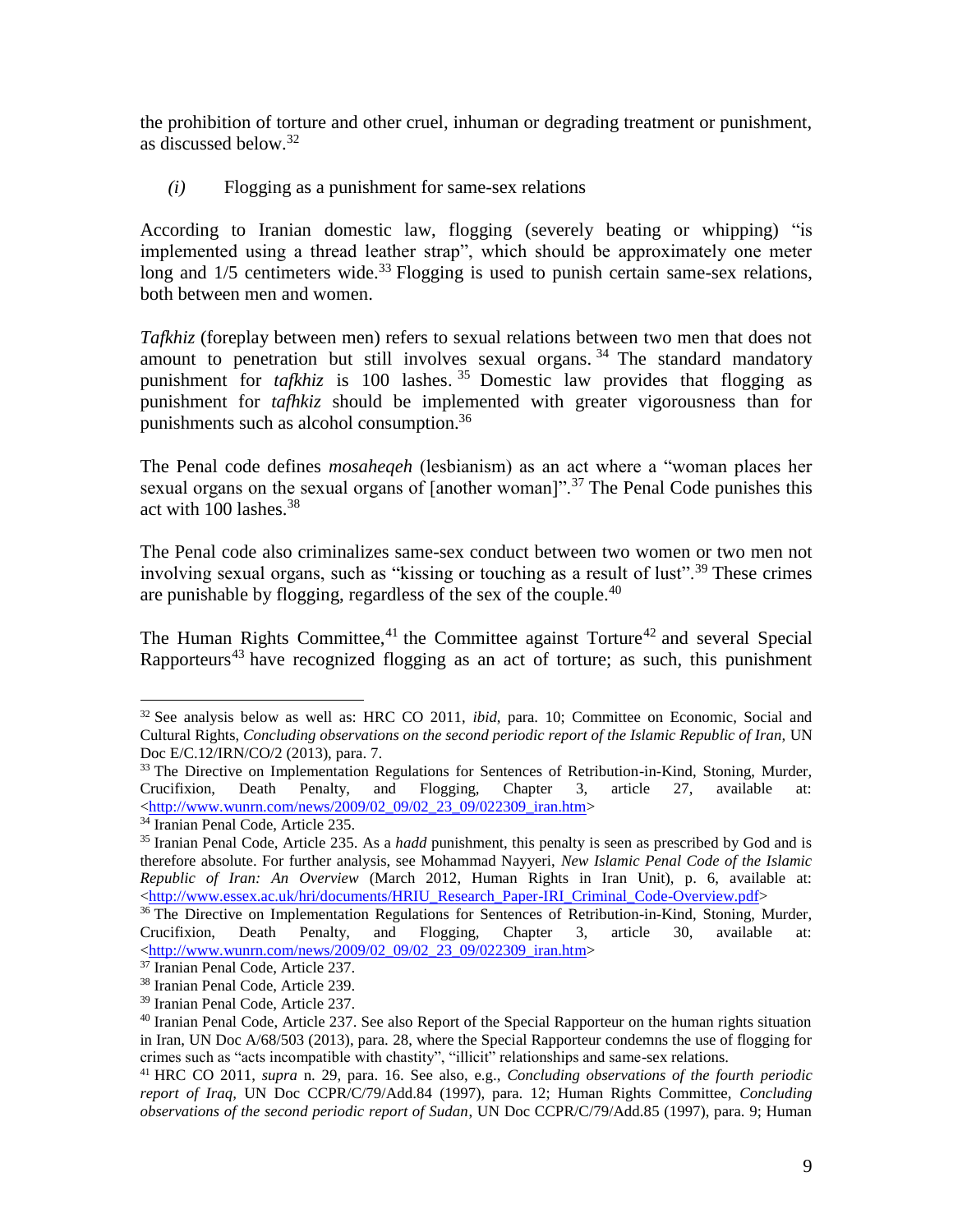the prohibition of torture and other cruel, inhuman or degrading treatment or punishment, as discussed below.[32]

*(i)* Flogging as a punishment for same-sex relations

According to Iranian domestic law, flogging (severely beating or whipping) "is implemented using a thread leather strap", which should be approximately one meter long and 1/5 centimeters wide.[33] Flogging is used to punish certain same-sex relations, both between men and women.

*Tafkhiz* (foreplay between men) refers to sexual relations between two men that does not amount to penetration but still involves sexual organs.[34] The standard mandatory punishment for *tafkhiz* is 100 lashes.[35] Domestic law provides that flogging as punishment for *tafhkiz* should be implemented with greater vigorousness than for punishments such as alcohol consumption.[36]

The Penal code defines *mosaheqeh* (lesbianism) as an act where a "woman places her sexual organs on the sexual organs of [another woman]".[37] The Penal Code punishes this act with 100 lashes.[38]

The Penal code also criminalizes same-sex conduct between two women or two men not involving sexual organs, such as "kissing or touching as a result of lust".[39] These crimes are punishable by flogging, regardless of the sex of the couple.[40]

The Human Rights Committee,[41] the Committee against Torture[42] and several Special Rapporteurs[43] have recognized flogging as an act of torture; as such, this punishment

---

[32] See analysis below as well as: HRC CO 2011, *ibid*, para. 10; Committee on Economic, Social and Cultural Rights, *Concluding observations on the second periodic report of the Islamic Republic of Iran,* UN Doc E/C.12/IRN/CO/2 (2013), para. 7.

[33] The Directive on Implementation Regulations for Sentences of Retribution-in-Kind, Stoning, Murder, Crucifixion, Death Penalty, and Flogging, Chapter 3, article 27, available at: <http://www.wunrn.com/news/2009/02_09/02_23_09/022309_iran.htm>

[34] Iranian Penal Code, Article 235.

[35] Iranian Penal Code, Article 235. As a *hadd* punishment, this penalty is seen as prescribed by God and is therefore absolute. For further analysis, see Mohammad Nayyeri, *New Islamic Penal Code of the Islamic Republic of Iran: An Overview* (March 2012, Human Rights in Iran Unit), p. 6, available at: <http://www.essex.ac.uk/hri/documents/HRIU_Research_Paper-IRI_Criminal_Code-Overview.pdf>

[36] The Directive on Implementation Regulations for Sentences of Retribution-in-Kind, Stoning, Murder, Crucifixion, Death Penalty, and Flogging, Chapter 3, article 30, available at: <http://www.wunrn.com/news/2009/02_09/02_23_09/022309_iran.htm>

[37] Iranian Penal Code, Article 237.

[38] Iranian Penal Code, Article 239.

[39] Iranian Penal Code, Article 237.

[40] Iranian Penal Code, Article 237. See also Report of the Special Rapporteur on the human rights situation in Iran, UN Doc A/68/503 (2013), para. 28, where the Special Rapporteur condemns the use of flogging for crimes such as "acts incompatible with chastity", "illicit" relationships and same-sex relations.

[41] HRC CO 2011, *supra* n. 29, para. 16. See also, e.g., *Concluding observations of the fourth periodic report of Iraq,* UN Doc CCPR/C/79/Add.84 (1997), para. 12; Human Rights Committee, *Concluding observations of the second periodic report of Sudan*, UN Doc CCPR/C/79/Add.85 (1997), para. 9; Human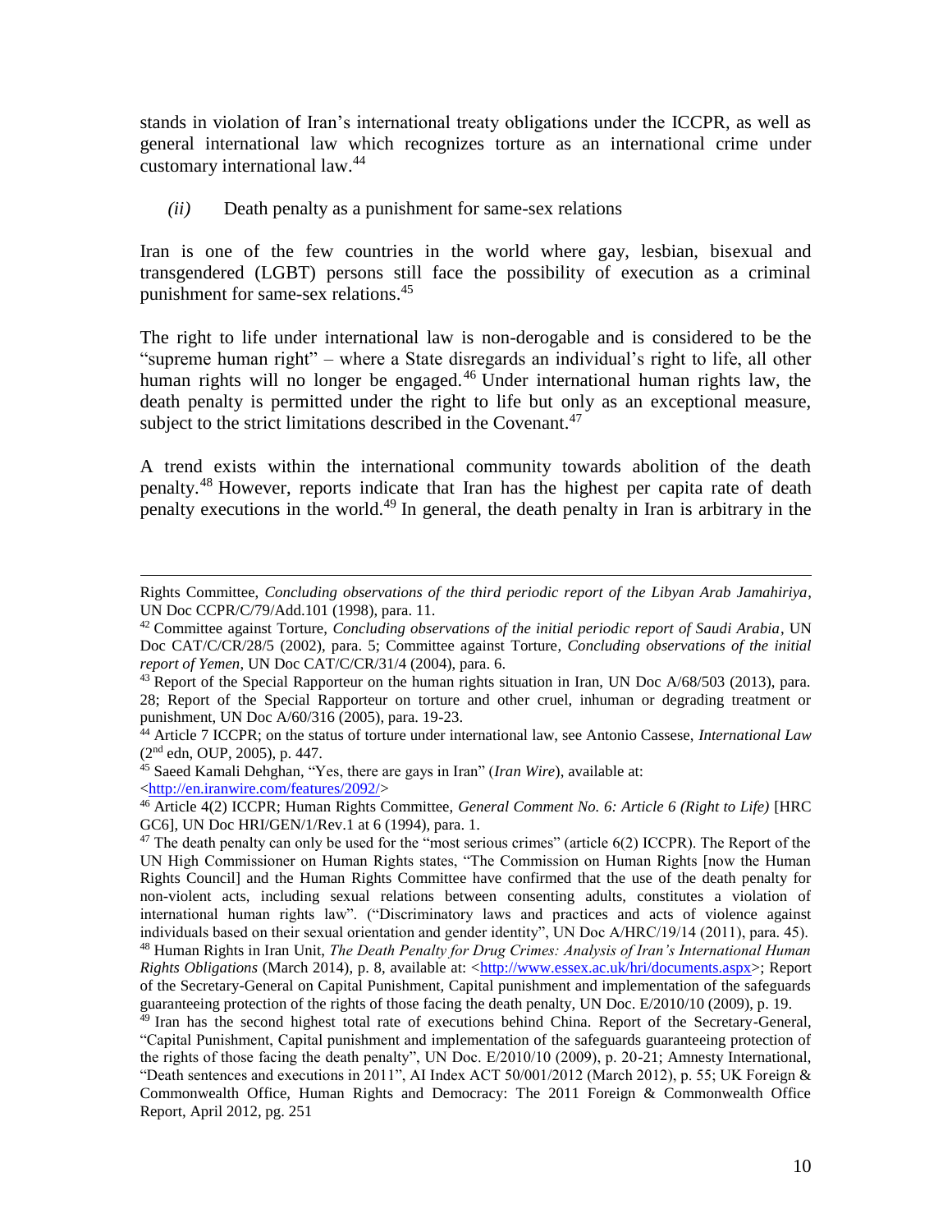stands in violation of Iran's international treaty obligations under the ICCPR, as well as general international law which recognizes torture as an international crime under customary international law.[44]

*(ii)* Death penalty as a punishment for same-sex relations

Iran is one of the few countries in the world where gay, lesbian, bisexual and transgendered (LGBT) persons still face the possibility of execution as a criminal punishment for same-sex relations.[45]

The right to life under international law is non-derogable and is considered to be the "supreme human right" – where a State disregards an individual's right to life, all other human rights will no longer be engaged.[46] Under international human rights law, the death penalty is permitted under the right to life but only as an exceptional measure, subject to the strict limitations described in the Covenant.[47]

A trend exists within the international community towards abolition of the death penalty.[48] However, reports indicate that Iran has the highest per capita rate of death penalty executions in the world.[49] In general, the death penalty in Iran is arbitrary in the

---

Rights Committee, *Concluding observations of the third periodic report of the Libyan Arab Jamahiriya*, UN Doc CCPR/C/79/Add.101 (1998), para. 11.

[42] Committee against Torture, *Concluding observations of the initial periodic report of Saudi Arabia*, UN Doc CAT/C/CR/28/5 (2002), para. 5; Committee against Torture, *Concluding observations of the initial report of Yemen*, UN Doc CAT/C/CR/31/4 (2004), para. 6.

[43] Report of the Special Rapporteur on the human rights situation in Iran, UN Doc A/68/503 (2013), para. 28; Report of the Special Rapporteur on torture and other cruel, inhuman or degrading treatment or punishment, UN Doc A/60/316 (2005), para. 19-23.

[44] Article 7 ICCPR; on the status of torture under international law, see Antonio Cassese, *International Law* (2nd edn, OUP, 2005), p. 447.

[45] Saeed Kamali Dehghan, "Yes, there are gays in Iran" (*Iran Wire*), available at: <http://en.iranwire.com/features/2092/>

[46] Article 4(2) ICCPR; Human Rights Committee, *General Comment No. 6: Article 6 (Right to Life)* [HRC GC6], UN Doc HRI/GEN/1/Rev.1 at 6 (1994), para. 1.

[47] The death penalty can only be used for the "most serious crimes" (article 6(2) ICCPR). The Report of the UN High Commissioner on Human Rights states, "The Commission on Human Rights [now the Human Rights Council] and the Human Rights Committee have confirmed that the use of the death penalty for non-violent acts, including sexual relations between consenting adults, constitutes a violation of international human rights law". ("Discriminatory laws and practices and acts of violence against individuals based on their sexual orientation and gender identity", UN Doc A/HRC/19/14 (2011), para. 45).

[48] Human Rights in Iran Unit, *The Death Penalty for Drug Crimes: Analysis of Iran's International Human Rights Obligations* (March 2014), p. 8, available at: <http://www.essex.ac.uk/hri/documents.aspx>; Report of the Secretary-General on Capital Punishment, Capital punishment and implementation of the safeguards guaranteeing protection of the rights of those facing the death penalty, UN Doc. E/2010/10 (2009), p. 19.

[49] Iran has the second highest total rate of executions behind China. Report of the Secretary-General, "Capital Punishment, Capital punishment and implementation of the safeguards guaranteeing protection of the rights of those facing the death penalty", UN Doc. E/2010/10 (2009), p. 20-21; Amnesty International, "Death sentences and executions in 2011", AI Index ACT 50/001/2012 (March 2012), p. 55; UK Foreign & Commonwealth Office, Human Rights and Democracy: The 2011 Foreign & Commonwealth Office Report, April 2012, pg. 251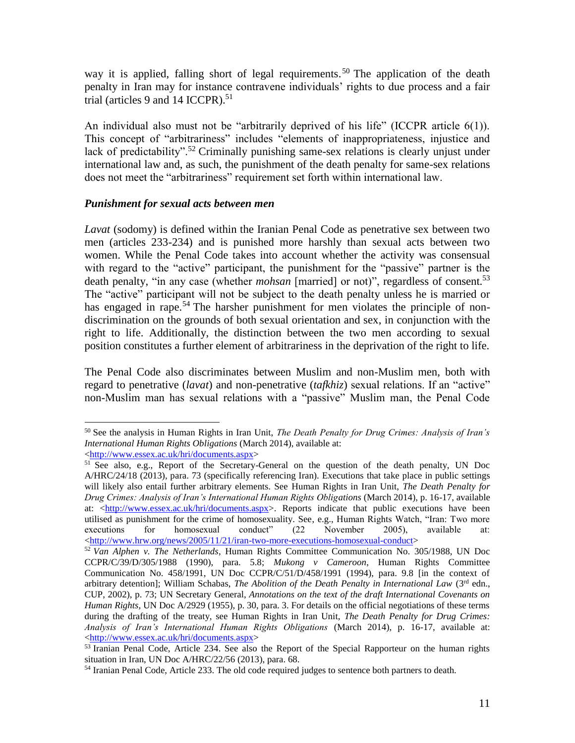way it is applied, falling short of legal requirements.[50] The application of the death penalty in Iran may for instance contravene individuals' rights to due process and a fair trial (articles 9 and 14 ICCPR).[51]

An individual also must not be "arbitrarily deprived of his life" (ICCPR article 6(1)). This concept of "arbitrariness" includes "elements of inappropriateness, injustice and lack of predictability".[52] Criminally punishing same-sex relations is clearly unjust under international law and, as such, the punishment of the death penalty for same-sex relations does not meet the "arbitrariness" requirement set forth within international law.

***Punishment for sexual acts between men***

*Lavat* (sodomy) is defined within the Iranian Penal Code as penetrative sex between two men (articles 233-234) and is punished more harshly than sexual acts between two women. While the Penal Code takes into account whether the activity was consensual with regard to the "active" participant, the punishment for the "passive" partner is the death penalty, "in any case (whether *mohsan* [married] or not)", regardless of consent.[53] The "active" participant will not be subject to the death penalty unless he is married or has engaged in rape.[54] The harsher punishment for men violates the principle of non-discrimination on the grounds of both sexual orientation and sex, in conjunction with the right to life. Additionally, the distinction between the two men according to sexual position constitutes a further element of arbitrariness in the deprivation of the right to life.

The Penal Code also discriminates between Muslim and non-Muslim men, both with regard to penetrative (*lavat*) and non-penetrative (*tafkhiz*) sexual relations. If an "active" non-Muslim man has sexual relations with a "passive" Muslim man, the Penal Code

---

[50] See the analysis in Human Rights in Iran Unit, *The Death Penalty for Drug Crimes: Analysis of Iran's International Human Rights Obligations* (March 2014), available at: <http://www.essex.ac.uk/hri/documents.aspx>

[51] See also, e.g., Report of the Secretary-General on the question of the death penalty, UN Doc A/HRC/24/18 (2013), para. 73 (specifically referencing Iran). Executions that take place in public settings will likely also entail further arbitrary elements. See Human Rights in Iran Unit, *The Death Penalty for Drug Crimes: Analysis of Iran's International Human Rights Obligations* (March 2014), p. 16-17, available at: <http://www.essex.ac.uk/hri/documents.aspx>. Reports indicate that public executions have been utilised as punishment for the crime of homosexuality. See, e.g., Human Rights Watch, "Iran: Two more executions for homosexual conduct" (22 November 2005), available at: <http://www.hrw.org/news/2005/11/21/iran-two-more-executions-homosexual-conduct>

[52] *Van Alphen v. The Netherlands*, Human Rights Committee Communication No. 305/1988, UN Doc CCPR/C/39/D/305/1988 (1990), para. 5.8; *Mukong v Cameroon*, Human Rights Committee Communication No. 458/1991, UN Doc CCPR/C/51/D/458/1991 (1994), para. 9.8 [in the context of arbitrary detention]; William Schabas, *The Abolition of the Death Penalty in International Law* (3rd edn., CUP, 2002), p. 73; UN Secretary General, *Annotations on the text of the draft International Covenants on Human Rights*, UN Doc A/2929 (1955), p. 30, para. 3. For details on the official negotiations of these terms during the drafting of the treaty, see Human Rights in Iran Unit, *The Death Penalty for Drug Crimes: Analysis of Iran's International Human Rights Obligations* (March 2014), p. 16-17, available at: <http://www.essex.ac.uk/hri/documents.aspx>

[53] Iranian Penal Code, Article 234. See also the Report of the Special Rapporteur on the human rights situation in Iran, UN Doc A/HRC/22/56 (2013), para. 68.

[54] Iranian Penal Code, Article 233. The old code required judges to sentence both partners to death.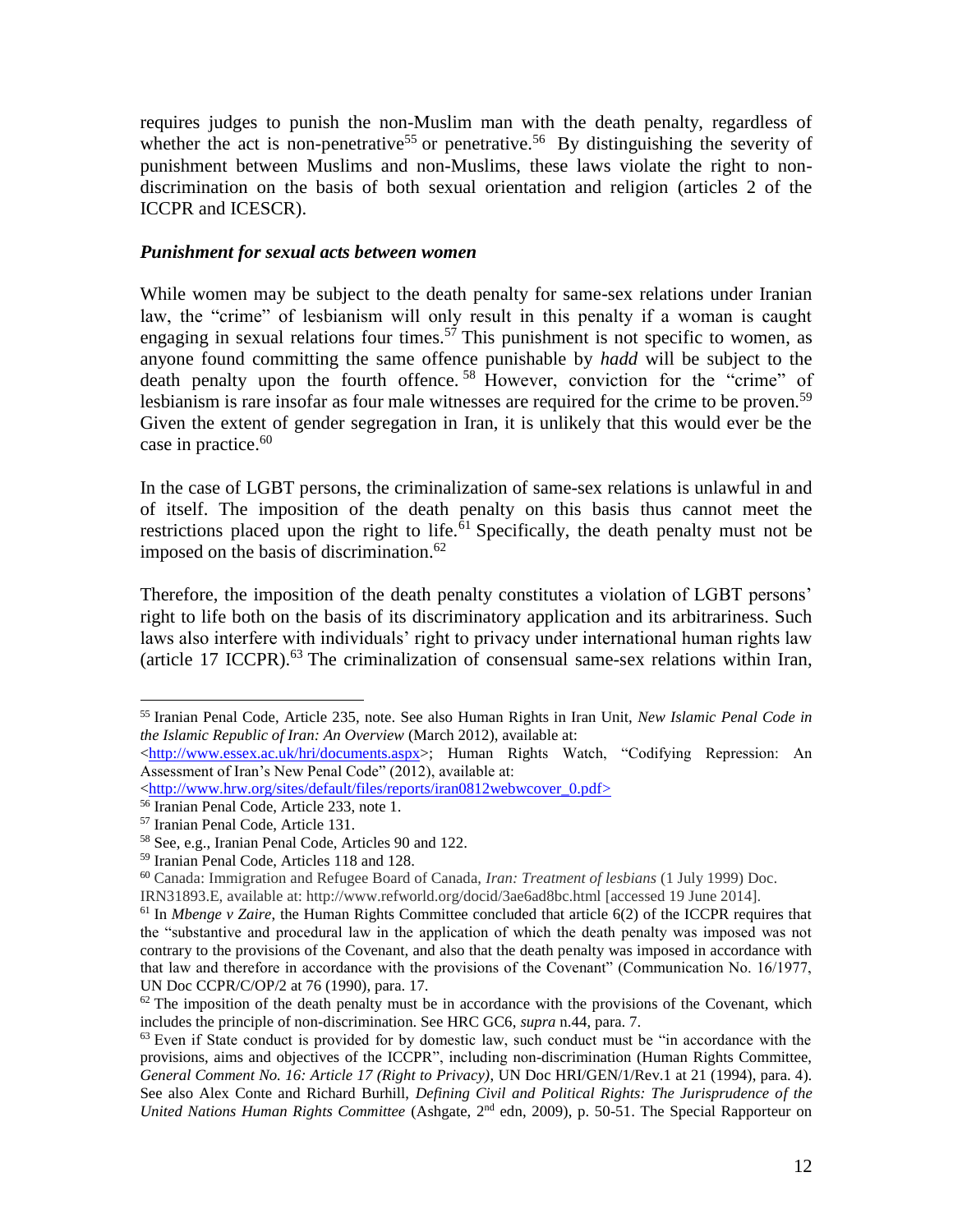requires judges to punish the non-Muslim man with the death penalty, regardless of whether the act is non-penetrative[55] or penetrative.[56] By distinguishing the severity of punishment between Muslims and non-Muslims, these laws violate the right to non-discrimination on the basis of both sexual orientation and religion (articles 2 of the ICCPR and ICESCR).

### *Punishment for sexual acts between women*

While women may be subject to the death penalty for same-sex relations under Iranian law, the "crime" of lesbianism will only result in this penalty if a woman is caught engaging in sexual relations four times.[57] This punishment is not specific to women, as anyone found committing the same offence punishable by *hadd* will be subject to the death penalty upon the fourth offence.[58] However, conviction for the "crime" of lesbianism is rare insofar as four male witnesses are required for the crime to be proven.[59] Given the extent of gender segregation in Iran, it is unlikely that this would ever be the case in practice.[60]

In the case of LGBT persons, the criminalization of same-sex relations is unlawful in and of itself. The imposition of the death penalty on this basis thus cannot meet the restrictions placed upon the right to life.[61] Specifically, the death penalty must not be imposed on the basis of discrimination.[62]

Therefore, the imposition of the death penalty constitutes a violation of LGBT persons' right to life both on the basis of its discriminatory application and its arbitrariness. Such laws also interfere with individuals' right to privacy under international human rights law (article 17 ICCPR).[63] The criminalization of consensual same-sex relations within Iran,

---

[55] Iranian Penal Code, Article 235, note. See also Human Rights in Iran Unit, *New Islamic Penal Code in the Islamic Republic of Iran: An Overview* (March 2012), available at: <http://www.essex.ac.uk/hri/documents.aspx>; Human Rights Watch, "Codifying Repression: An Assessment of Iran's New Penal Code" (2012), available at: <http://www.hrw.org/sites/default/files/reports/iran0812webwcover_0.pdf>

[56] Iranian Penal Code, Article 233, note 1.

[57] Iranian Penal Code, Article 131.

[58] See, e.g., Iranian Penal Code, Articles 90 and 122.

[59] Iranian Penal Code, Articles 118 and 128.

[60] Canada: Immigration and Refugee Board of Canada, *Iran: Treatment of lesbians* (1 July 1999) Doc. IRN31893.E, available at: http://www.refworld.org/docid/3ae6ad8bc.html [accessed 19 June 2014].

[61] In *Mbenge v Zaire*, the Human Rights Committee concluded that article 6(2) of the ICCPR requires that the "substantive and procedural law in the application of which the death penalty was imposed was not contrary to the provisions of the Covenant, and also that the death penalty was imposed in accordance with that law and therefore in accordance with the provisions of the Covenant" (Communication No. 16/1977, UN Doc CCPR/C/OP/2 at 76 (1990), para. 17.

[62] The imposition of the death penalty must be in accordance with the provisions of the Covenant, which includes the principle of non-discrimination. See HRC GC6, *supra* n.44, para. 7.

[63] Even if State conduct is provided for by domestic law, such conduct must be "in accordance with the provisions, aims and objectives of the ICCPR", including non-discrimination (Human Rights Committee, *General Comment No. 16: Article 17 (Right to Privacy)*, UN Doc HRI/GEN/1/Rev.1 at 21 (1994), para. 4). See also Alex Conte and Richard Burhill, *Defining Civil and Political Rights: The Jurisprudence of the United Nations Human Rights Committee* (Ashgate, 2nd edn, 2009), p. 50-51. The Special Rapporteur on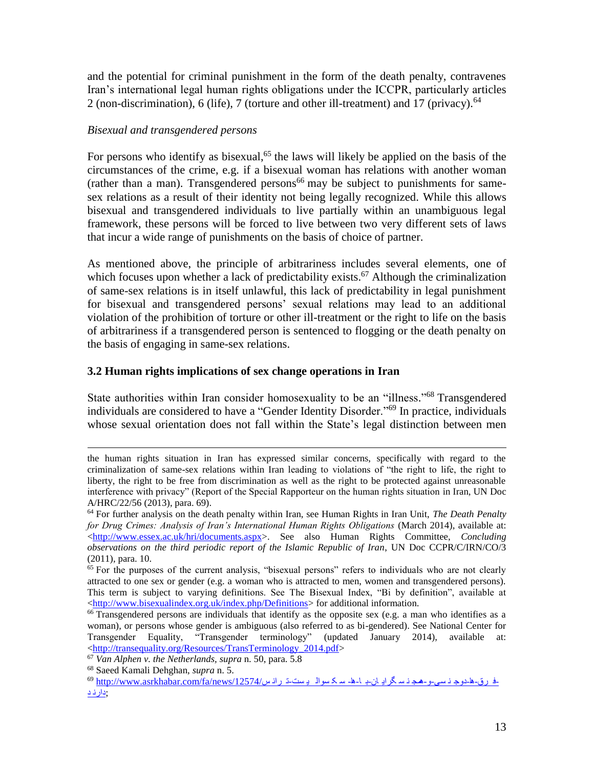and the potential for criminal punishment in the form of the death penalty, contravenes Iran's international legal human rights obligations under the ICCPR, particularly articles 2 (non-discrimination), 6 (life), 7 (torture and other ill-treatment) and 17 (privacy).[64]

*Bisexual and transgendered persons*

For persons who identify as bisexual,[65] the laws will likely be applied on the basis of the circumstances of the crime, e.g. if a bisexual woman has relations with another woman (rather than a man). Transgendered persons[66] may be subject to punishments for same-sex relations as a result of their identity not being legally recognized. While this allows bisexual and transgendered individuals to live partially within an unambiguous legal framework, these persons will be forced to live between two very different sets of laws that incur a wide range of punishments on the basis of choice of partner.

As mentioned above, the principle of arbitrariness includes several elements, one of which focuses upon whether a lack of predictability exists.[67] Although the criminalization of same-sex relations is in itself unlawful, this lack of predictability in legal punishment for bisexual and transgendered persons' sexual relations may lead to an additional violation of the prohibition of torture or other ill-treatment or the right to life on the basis of arbitrariness if a transgendered person is sentenced to flogging or the death penalty on the basis of engaging in same-sex relations.

### 3.2 Human rights implications of sex change operations in Iran

State authorities within Iran consider homosexuality to be an "illness."[68] Transgendered individuals are considered to have a "Gender Identity Disorder."[69] In practice, individuals whose sexual orientation does not fall within the State's legal distinction between men

---

the human rights situation in Iran has expressed similar concerns, specifically with regard to the criminalization of same-sex relations within Iran leading to violations of "the right to life, the right to liberty, the right to be free from discrimination as well as the right to be protected against unreasonable interference with privacy" (Report of the Special Rapporteur on the human rights situation in Iran, UN Doc A/HRC/22/56 (2013), para. 69).

[64] For further analysis on the death penalty within Iran, see Human Rights in Iran Unit, *The Death Penalty for Drug Crimes: Analysis of Iran's International Human Rights Obligations* (March 2014), available at: <http://www.essex.ac.uk/hri/documents.aspx>. See also Human Rights Committee, *Concluding observations on the third periodic report of the Islamic Republic of Iran*, UN Doc CCPR/C/IRN/CO/3 (2011), para. 10.

[65] For the purposes of the current analysis, "bisexual persons" refers to individuals who are not clearly attracted to one sex or gender (e.g. a woman who is attracted to men, women and transgendered persons). This term is subject to varying definitions. See The Bisexual Index, "Bi by definition", available at <http://www.bisexualindex.org.uk/index.php/Definitions> for additional information.

[66] Transgendered persons are individuals that identify as the opposite sex (e.g. a man who identifies as a woman), or persons whose gender is ambiguous (also referred to as bi-gendered). See National Center for Transgender Equality, "Transgender terminology" (updated January 2014), available at: <http://transequality.org/Resources/TransTerminology_2014.pdf>

[67] *Van Alphen v. the Netherlands*, *supra* n. 50, para. 5.8

[68] Saeed Kamali Dehghan, *supra* n. 5.

[69] http://www.asrkhabar.com/fa/news/12574/ترانس-تی-ها-سکسوال-با-ها-ایران-گراهای-جنسی-و-جنسی-دوجنسیتی-ها-فرق-دارند;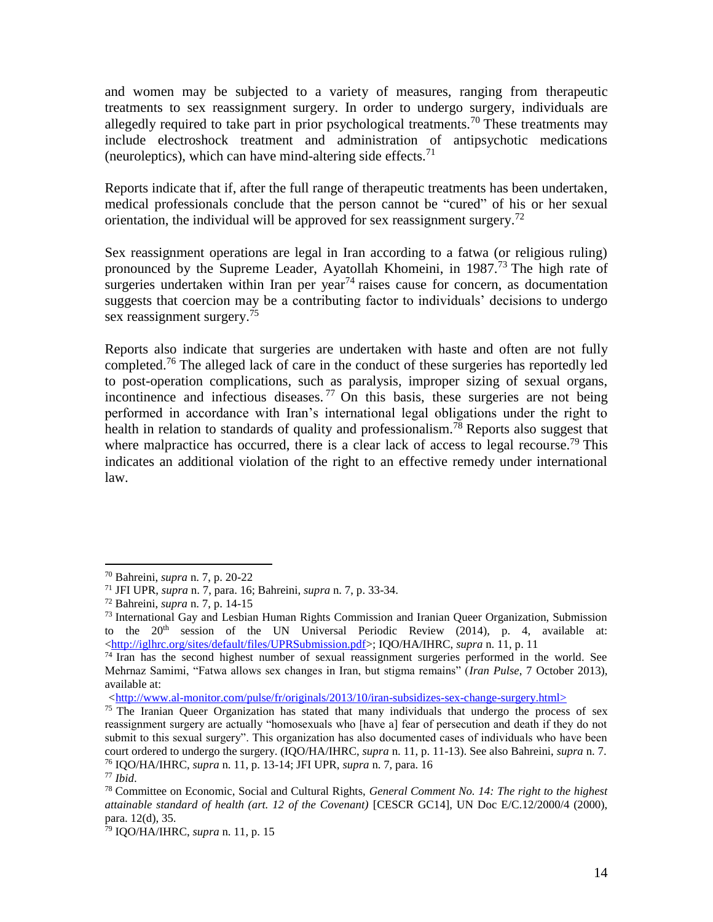and women may be subjected to a variety of measures, ranging from therapeutic treatments to sex reassignment surgery. In order to undergo surgery, individuals are allegedly required to take part in prior psychological treatments.[70] These treatments may include electroshock treatment and administration of antipsychotic medications (neuroleptics), which can have mind-altering side effects.[71]

Reports indicate that if, after the full range of therapeutic treatments has been undertaken, medical professionals conclude that the person cannot be "cured" of his or her sexual orientation, the individual will be approved for sex reassignment surgery.[72]

Sex reassignment operations are legal in Iran according to a fatwa (or religious ruling) pronounced by the Supreme Leader, Ayatollah Khomeini, in 1987.[73] The high rate of surgeries undertaken within Iran per year[74] raises cause for concern, as documentation suggests that coercion may be a contributing factor to individuals' decisions to undergo sex reassignment surgery.[75]

Reports also indicate that surgeries are undertaken with haste and often are not fully completed.[76] The alleged lack of care in the conduct of these surgeries has reportedly led to post-operation complications, such as paralysis, improper sizing of sexual organs, incontinence and infectious diseases.[77] On this basis, these surgeries are not being performed in accordance with Iran's international legal obligations under the right to health in relation to standards of quality and professionalism.[78] Reports also suggest that where malpractice has occurred, there is a clear lack of access to legal recourse.[79] This indicates an additional violation of the right to an effective remedy under international law.

---

[70] Bahreini, *supra* n. 7, p. 20-22

[71] JFI UPR, *supra* n. 7, para. 16; Bahreini, *supra* n. 7, p. 33-34.

[72] Bahreini, *supra* n. 7, p. 14-15

[73] International Gay and Lesbian Human Rights Commission and Iranian Queer Organization, Submission to the 20th session of the UN Universal Periodic Review (2014), p. 4, available at: <http://iglhrc.org/sites/default/files/UPRSubmission.pdf>; IQO/HA/IHRC, *supra* n. 11, p. 11

[74] Iran has the second highest number of sexual reassignment surgeries performed in the world. See Mehrnaz Samimi, "Fatwa allows sex changes in Iran, but stigma remains" (*Iran Pulse*, 7 October 2013), available at: <http://www.al-monitor.com/pulse/fr/originals/2013/10/iran-subsidizes-sex-change-surgery.html>

[75] The Iranian Queer Organization has stated that many individuals that undergo the process of sex reassignment surgery are actually "homosexuals who [have a] fear of persecution and death if they do not submit to this sexual surgery". This organization has also documented cases of individuals who have been court ordered to undergo the surgery. (IQO/HA/IHRC, *supra* n. 11, p. 11-13). See also Bahreini, *supra* n. 7.

[76] IQO/HA/IHRC, *supra* n. 11, p. 13-14; JFI UPR, *supra* n. 7, para. 16

[77] *Ibid*.

[78] Committee on Economic, Social and Cultural Rights, *General Comment No. 14: The right to the highest attainable standard of health (art. 12 of the Covenant)* [CESCR GC14], UN Doc E/C.12/2000/4 (2000), para. 12(d), 35.

[79] IQO/HA/IHRC, *supra* n. 11, p. 15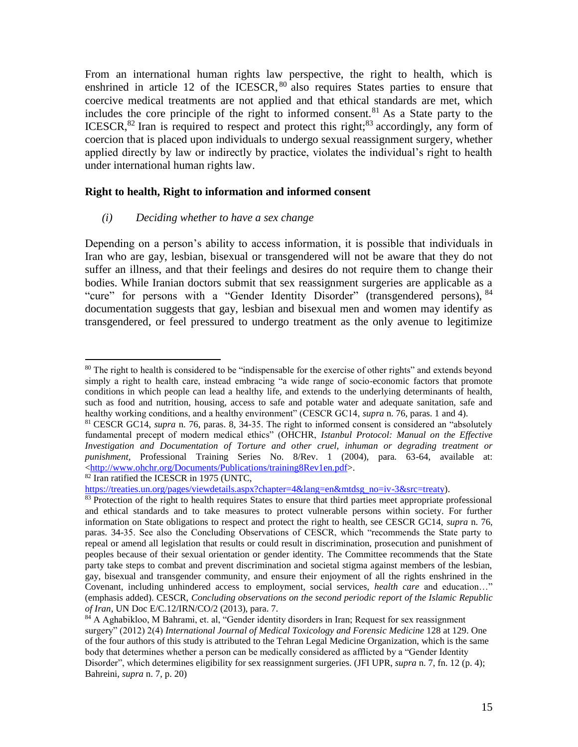From an international human rights law perspective, the right to health, which is enshrined in article 12 of the ICESCR,[80] also requires States parties to ensure that coercive medical treatments are not applied and that ethical standards are met, which includes the core principle of the right to informed consent.[81] As a State party to the ICESCR,[82] Iran is required to respect and protect this right;[83] accordingly, any form of coercion that is placed upon individuals to undergo sexual reassignment surgery, whether applied directly by law or indirectly by practice, violates the individual's right to health under international human rights law.

**Right to health, Right to information and informed consent**

*(i) Deciding whether to have a sex change*

Depending on a person's ability to access information, it is possible that individuals in Iran who are gay, lesbian, bisexual or transgendered will not be aware that they do not suffer an illness, and that their feelings and desires do not require them to change their bodies. While Iranian doctors submit that sex reassignment surgeries are applicable as a "cure" for persons with a "Gender Identity Disorder" (transgendered persons),[84] documentation suggests that gay, lesbian and bisexual men and women may identify as transgendered, or feel pressured to undergo treatment as the only avenue to legitimize

---

[80] The right to health is considered to be "indispensable for the exercise of other rights" and extends beyond simply a right to health care, instead embracing "a wide range of socio-economic factors that promote conditions in which people can lead a healthy life, and extends to the underlying determinants of health, such as food and nutrition, housing, access to safe and potable water and adequate sanitation, safe and healthy working conditions, and a healthy environment" (CESCR GC14, *supra* n. 76, paras. 1 and 4).

[81] CESCR GC14, *supra* n. 76, paras. 8, 34-35. The right to informed consent is considered an "absolutely fundamental precept of modern medical ethics" (OHCHR, *Istanbul Protocol: Manual on the Effective Investigation and Documentation of Torture and other cruel, inhuman or degrading treatment or punishment*, Professional Training Series No. 8/Rev. 1 (2004), para. 63-64, available at: <http://www.ohchr.org/Documents/Publications/training8Rev1en.pdf>.

[82] Iran ratified the ICESCR in 1975 (UNTC, https://treaties.un.org/pages/viewdetails.aspx?chapter=4&lang=en&mtdsg_no=iv-3&src=treaty).

[83] Protection of the right to health requires States to ensure that third parties meet appropriate professional and ethical standards and to take measures to protect vulnerable persons within society. For further information on State obligations to respect and protect the right to health, see CESCR GC14, *supra* n. 76, paras. 34-35. See also the Concluding Observations of CESCR, which "recommends the State party to repeal or amend all legislation that results or could result in discrimination, prosecution and punishment of peoples because of their sexual orientation or gender identity. The Committee recommends that the State party take steps to combat and prevent discrimination and societal stigma against members of the lesbian, gay, bisexual and transgender community, and ensure their enjoyment of all the rights enshrined in the Covenant, including unhindered access to employment, social services, *health care* and education…" (emphasis added). CESCR, *Concluding observations on the second periodic report of the Islamic Republic of Iran*, UN Doc E/C.12/IRN/CO/2 (2013), para. 7.

[84] A Aghabikloo, M Bahrami, et. al, "Gender identity disorders in Iran; Request for sex reassignment surgery" (2012) 2(4) *International Journal of Medical Toxicology and Forensic Medicine* 128 at 129. One of the four authors of this study is attributed to the Tehran Legal Medicine Organization, which is the same body that determines whether a person can be medically considered as afflicted by a "Gender Identity Disorder", which determines eligibility for sex reassignment surgeries. (JFI UPR, *supra* n. 7, fn. 12 (p. 4); Bahreini, *supra* n. 7, p. 20)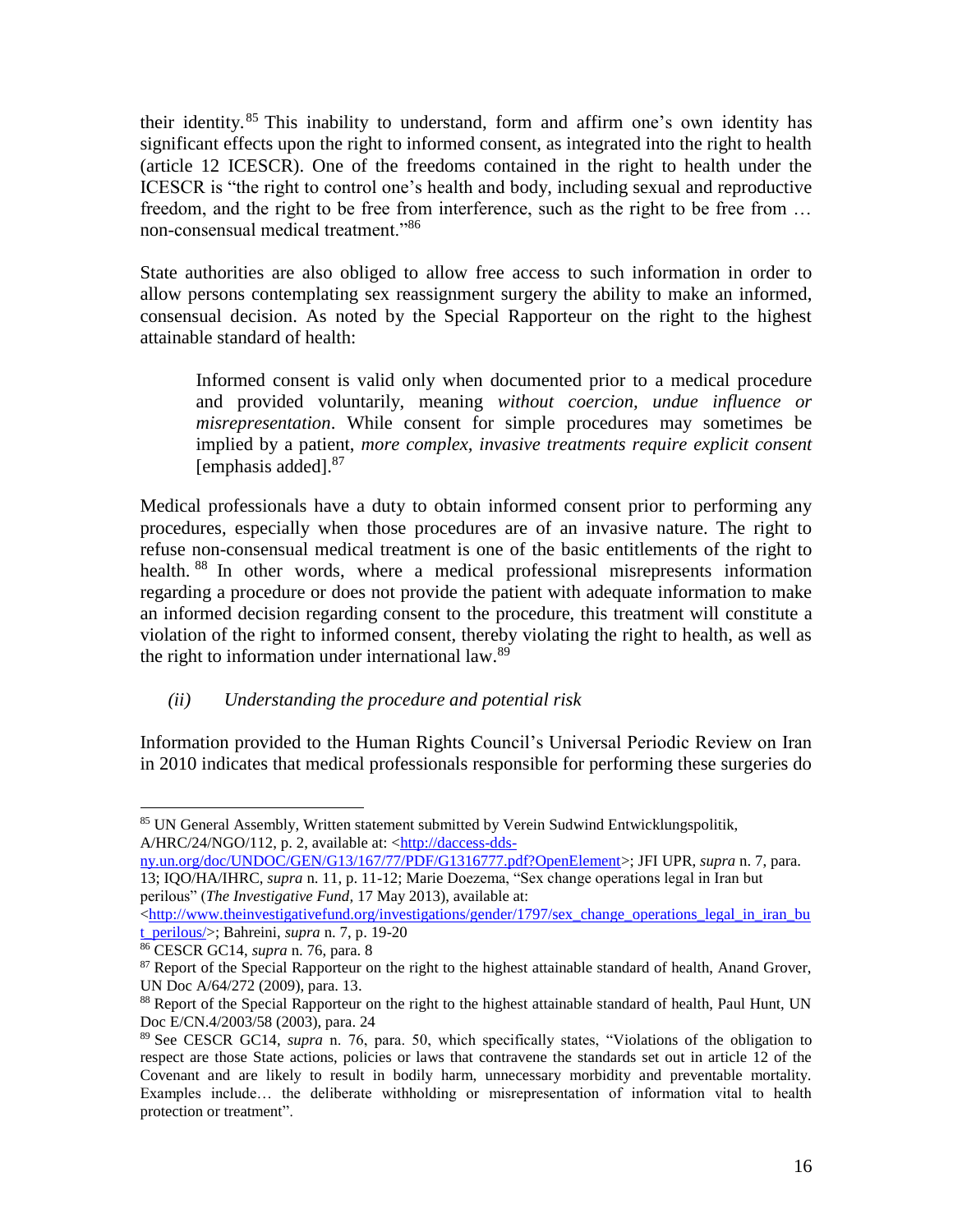their identity.[85] This inability to understand, form and affirm one's own identity has significant effects upon the right to informed consent, as integrated into the right to health (article 12 ICESCR). One of the freedoms contained in the right to health under the ICESCR is "the right to control one's health and body, including sexual and reproductive freedom, and the right to be free from interference, such as the right to be free from … non-consensual medical treatment."[86]

State authorities are also obliged to allow free access to such information in order to allow persons contemplating sex reassignment surgery the ability to make an informed, consensual decision. As noted by the Special Rapporteur on the right to the highest attainable standard of health:

> Informed consent is valid only when documented prior to a medical procedure and provided voluntarily, meaning *without coercion, undue influence or misrepresentation*. While consent for simple procedures may sometimes be implied by a patient, *more complex, invasive treatments require explicit consent* [emphasis added].[87]

Medical professionals have a duty to obtain informed consent prior to performing any procedures, especially when those procedures are of an invasive nature. The right to refuse non-consensual medical treatment is one of the basic entitlements of the right to health.[88] In other words, where a medical professional misrepresents information regarding a procedure or does not provide the patient with adequate information to make an informed decision regarding consent to the procedure, this treatment will constitute a violation of the right to informed consent, thereby violating the right to health, as well as the right to information under international law.[89]

*(ii) Understanding the procedure and potential risk*

Information provided to the Human Rights Council's Universal Periodic Review on Iran in 2010 indicates that medical professionals responsible for performing these surgeries do

---

[85] UN General Assembly, Written statement submitted by Verein Sudwind Entwicklungspolitik, A/HRC/24/NGO/112, p. 2, available at: <http://daccess-dds-ny.un.org/doc/UNDOC/GEN/G13/167/77/PDF/G1316777.pdf?OpenElement>; JFI UPR, *supra* n. 7, para. 13; IQO/HA/IHRC, *supra* n. 11, p. 11-12; Marie Doezema, "Sex change operations legal in Iran but perilous" (*The Investigative Fund,* 17 May 2013), available at: <http://www.theinvestigativefund.org/investigations/gender/1797/sex_change_operations_legal_in_iran_but_perilous/>; Bahreini, *supra* n. 7, p. 19-20

[86] CESCR GC14, *supra* n. 76, para. 8

[87] Report of the Special Rapporteur on the right to the highest attainable standard of health, Anand Grover, UN Doc A/64/272 (2009), para. 13.

[88] Report of the Special Rapporteur on the right to the highest attainable standard of health, Paul Hunt, UN Doc E/CN.4/2003/58 (2003), para. 24

[89] See CESCR GC14, *supra* n. 76, para. 50, which specifically states, "Violations of the obligation to respect are those State actions, policies or laws that contravene the standards set out in article 12 of the Covenant and are likely to result in bodily harm, unnecessary morbidity and preventable mortality. Examples include… the deliberate withholding or misrepresentation of information vital to health protection or treatment".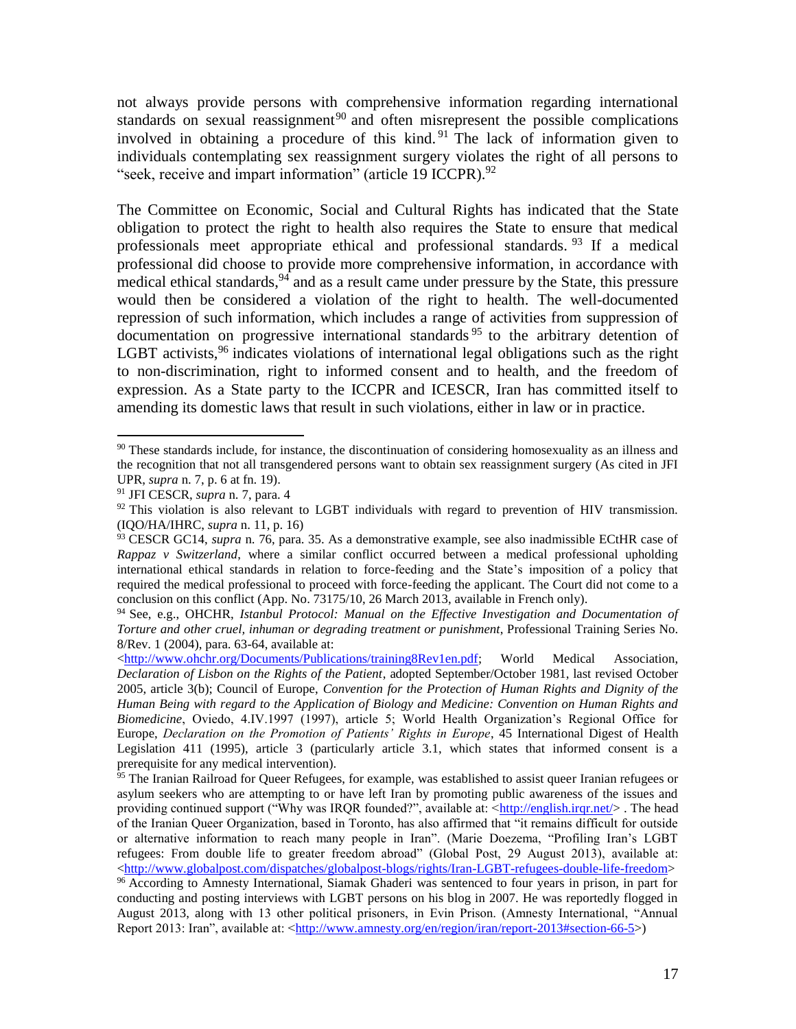not always provide persons with comprehensive information regarding international standards on sexual reassignment[90] and often misrepresent the possible complications involved in obtaining a procedure of this kind.[91] The lack of information given to individuals contemplating sex reassignment surgery violates the right of all persons to "seek, receive and impart information" (article 19 ICCPR).[92]

The Committee on Economic, Social and Cultural Rights has indicated that the State obligation to protect the right to health also requires the State to ensure that medical professionals meet appropriate ethical and professional standards.[93] If a medical professional did choose to provide more comprehensive information, in accordance with medical ethical standards,[94] and as a result came under pressure by the State, this pressure would then be considered a violation of the right to health. The well-documented repression of such information, which includes a range of activities from suppression of documentation on progressive international standards[95] to the arbitrary detention of LGBT activists,[96] indicates violations of international legal obligations such as the right to non-discrimination, right to informed consent and to health, and the freedom of expression. As a State party to the ICCPR and ICESCR, Iran has committed itself to amending its domestic laws that result in such violations, either in law or in practice.

---

[90] These standards include, for instance, the discontinuation of considering homosexuality as an illness and the recognition that not all transgendered persons want to obtain sex reassignment surgery (As cited in JFI UPR, *supra* n. 7, p. 6 at fn. 19).

[91] JFI CESCR, *supra* n. 7, para. 4

[92] This violation is also relevant to LGBT individuals with regard to prevention of HIV transmission. (IQO/HA/IHRC, *supra* n. 11, p. 16)

[93] CESCR GC14, *supra* n. 76, para. 35. As a demonstrative example, see also inadmissible ECtHR case of *Rappaz v Switzerland*, where a similar conflict occurred between a medical professional upholding international ethical standards in relation to force-feeding and the State's imposition of a policy that required the medical professional to proceed with force-feeding the applicant. The Court did not come to a conclusion on this conflict (App. No. 73175/10, 26 March 2013, available in French only).

[94] See, e.g., OHCHR, *Istanbul Protocol: Manual on the Effective Investigation and Documentation of Torture and other cruel, inhuman or degrading treatment or punishment*, Professional Training Series No. 8/Rev. 1 (2004), para. 63-64, available at: <http://www.ohchr.org/Documents/Publications/training8Rev1en.pdf>; World Medical Association, *Declaration of Lisbon on the Rights of the Patient*, adopted September/October 1981, last revised October 2005, article 3(b); Council of Europe, *Convention for the Protection of Human Rights and Dignity of the Human Being with regard to the Application of Biology and Medicine: Convention on Human Rights and Biomedicine*, Oviedo, 4.IV.1997 (1997), article 5; World Health Organization's Regional Office for Europe, *Declaration on the Promotion of Patients' Rights in Europe*, 45 International Digest of Health Legislation 411 (1995), article 3 (particularly article 3.1, which states that informed consent is a prerequisite for any medical intervention).

[95] The Iranian Railroad for Queer Refugees, for example, was established to assist queer Iranian refugees or asylum seekers who are attempting to or have left Iran by promoting public awareness of the issues and providing continued support ("Why was IRQR founded?", available at: <http://english.irqr.net/> . The head of the Iranian Queer Organization, based in Toronto, has also affirmed that "it remains difficult for outside or alternative information to reach many people in Iran". (Marie Doezema, "Profiling Iran's LGBT refugees: From double life to greater freedom abroad" (Global Post, 29 August 2013), available at: <http://www.globalpost.com/dispatches/globalpost-blogs/rights/Iran-LGBT-refugees-double-life-freedom>

[96] According to Amnesty International, Siamak Ghaderi was sentenced to four years in prison, in part for conducting and posting interviews with LGBT persons on his blog in 2007. He was reportedly flogged in August 2013, along with 13 other political prisoners, in Evin Prison. (Amnesty International, "Annual Report 2013: Iran", available at: <http://www.amnesty.org/en/region/iran/report-2013#section-66-5>)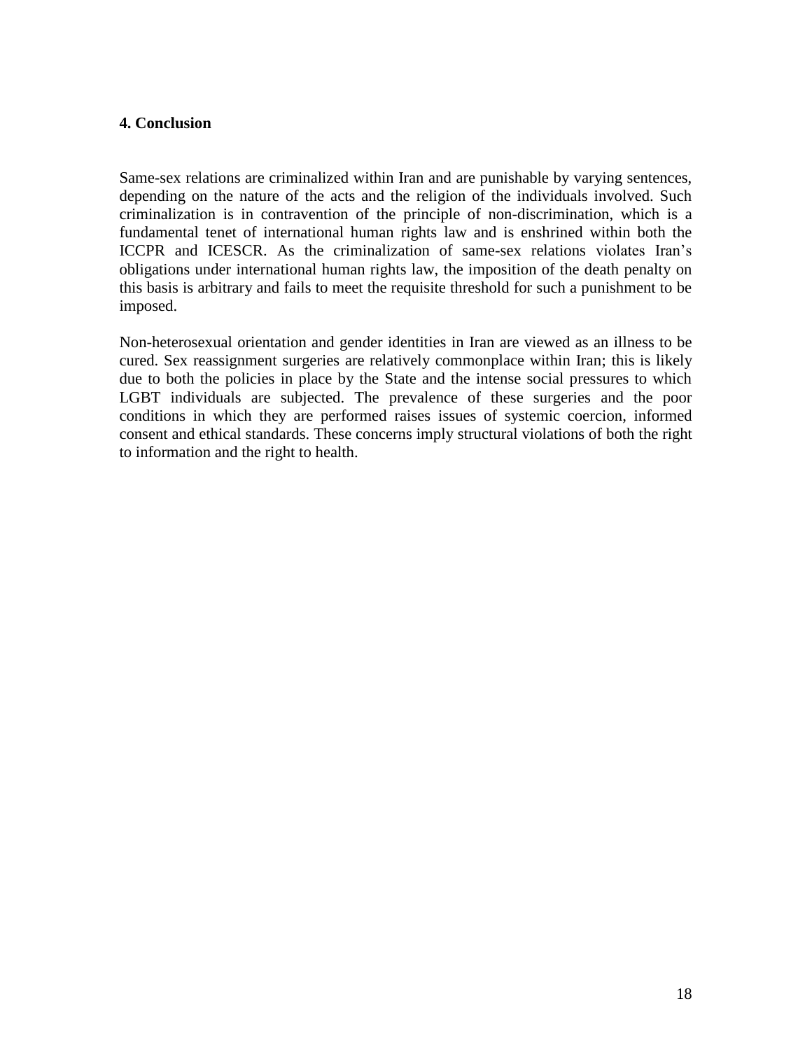## 4. Conclusion

Same-sex relations are criminalized within Iran and are punishable by varying sentences, depending on the nature of the acts and the religion of the individuals involved. Such criminalization is in contravention of the principle of non-discrimination, which is a fundamental tenet of international human rights law and is enshrined within both the ICCPR and ICESCR. As the criminalization of same-sex relations violates Iran's obligations under international human rights law, the imposition of the death penalty on this basis is arbitrary and fails to meet the requisite threshold for such a punishment to be imposed.

Non-heterosexual orientation and gender identities in Iran are viewed as an illness to be cured. Sex reassignment surgeries are relatively commonplace within Iran; this is likely due to both the policies in place by the State and the intense social pressures to which LGBT individuals are subjected. The prevalence of these surgeries and the poor conditions in which they are performed raises issues of systemic coercion, informed consent and ethical standards. These concerns imply structural violations of both the right to information and the right to health.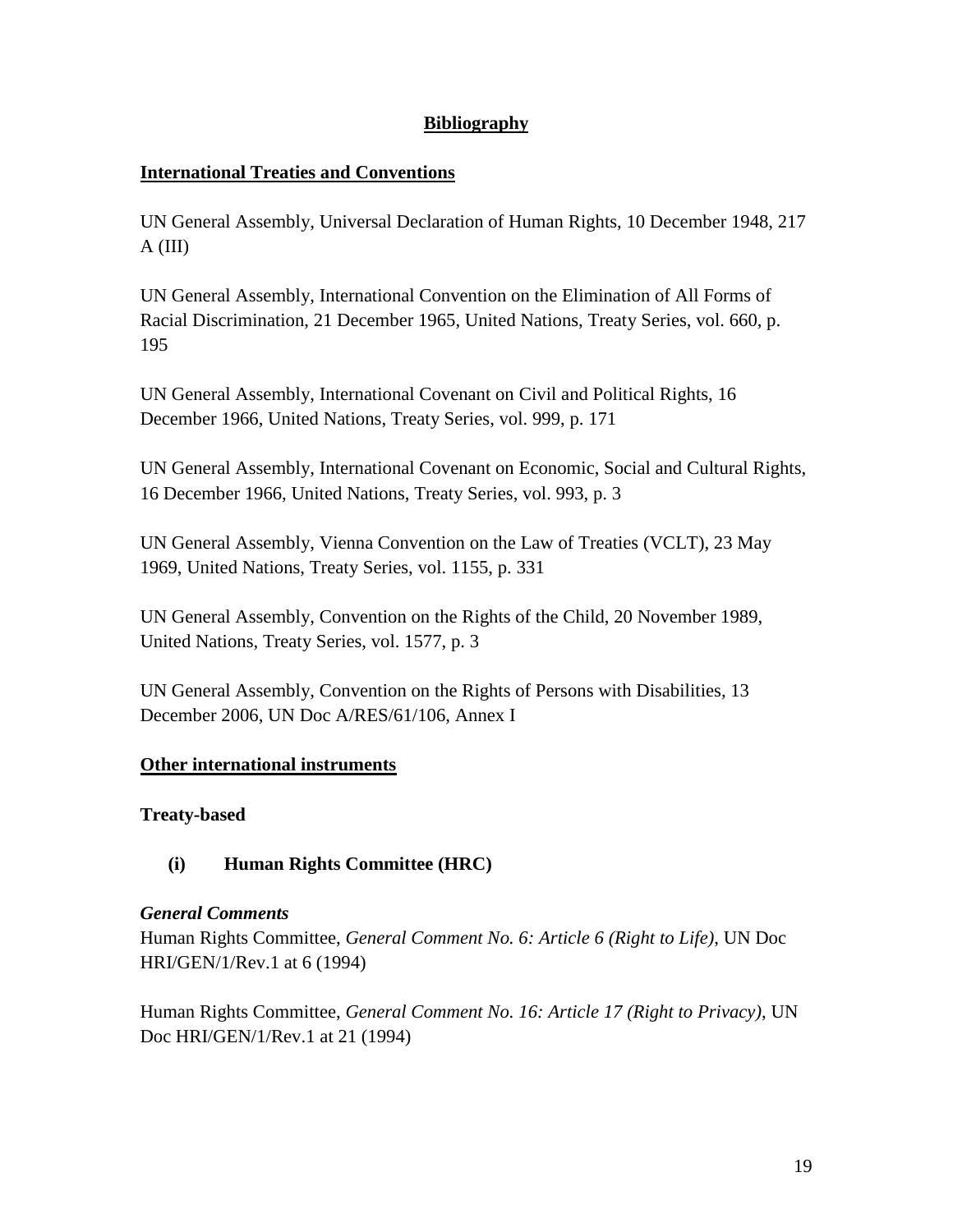# Bibliography

## International Treaties and Conventions

UN General Assembly, Universal Declaration of Human Rights, 10 December 1948, 217 A (III)

UN General Assembly, International Convention on the Elimination of All Forms of Racial Discrimination, 21 December 1965, United Nations, Treaty Series, vol. 660, p. 195

UN General Assembly, International Covenant on Civil and Political Rights, 16 December 1966, United Nations, Treaty Series, vol. 999, p. 171

UN General Assembly, International Covenant on Economic, Social and Cultural Rights, 16 December 1966, United Nations, Treaty Series, vol. 993, p. 3

UN General Assembly, Vienna Convention on the Law of Treaties (VCLT), 23 May 1969, United Nations, Treaty Series, vol. 1155, p. 331

UN General Assembly, Convention on the Rights of the Child, 20 November 1989, United Nations, Treaty Series, vol. 1577, p. 3

UN General Assembly, Convention on the Rights of Persons with Disabilities, 13 December 2006, UN Doc A/RES/61/106, Annex I

## Other international instruments

### Treaty-based

#### (i) Human Rights Committee (HRC)

***General Comments***

Human Rights Committee, *General Comment No. 6: Article 6 (Right to Life)*, UN Doc HRI/GEN/1/Rev.1 at 6 (1994)

Human Rights Committee, *General Comment No. 16: Article 17 (Right to Privacy)*, UN Doc HRI/GEN/1/Rev.1 at 21 (1994)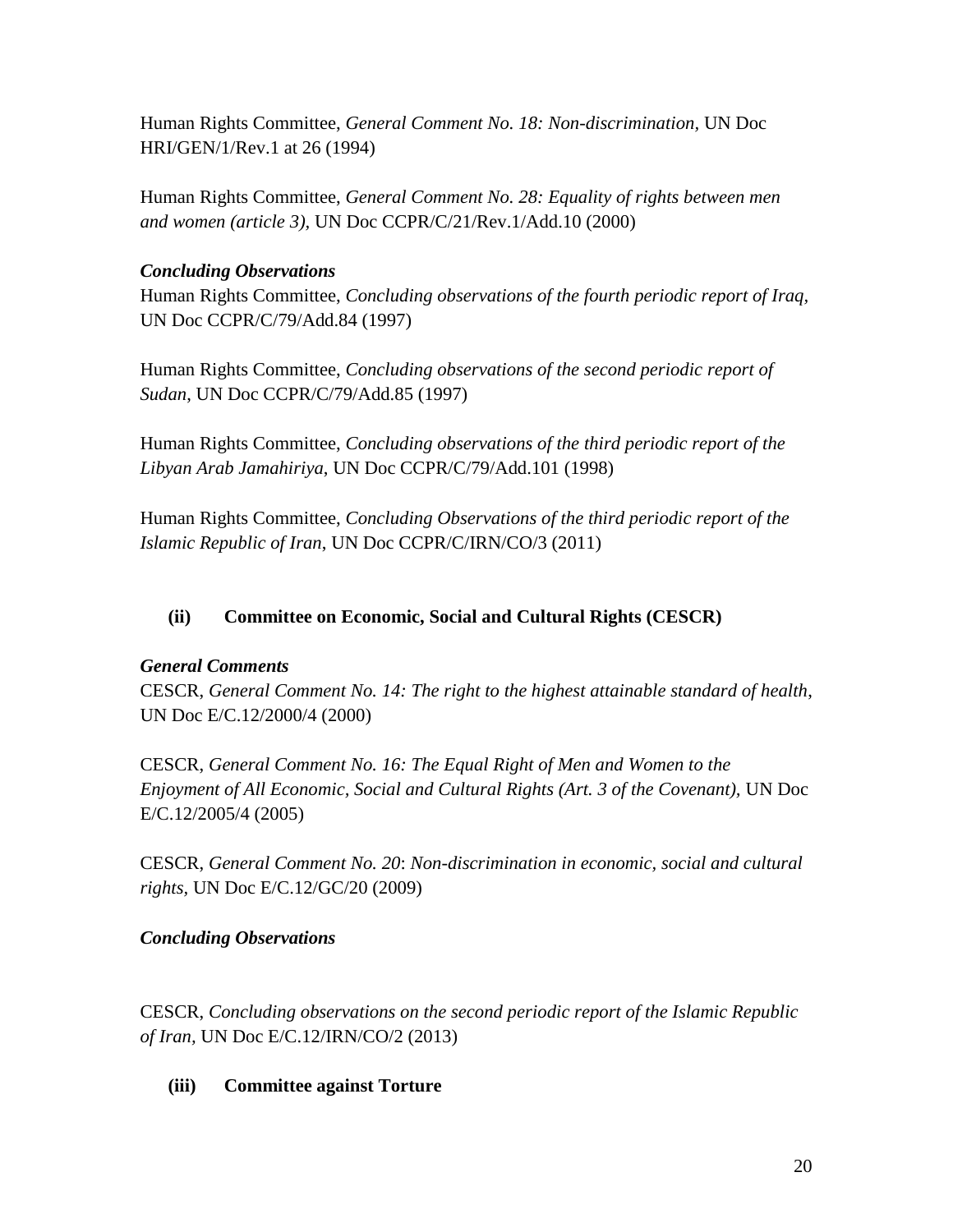Human Rights Committee, *General Comment No. 18: Non-discrimination*, UN Doc HRI/GEN/1/Rev.1 at 26 (1994)

Human Rights Committee, *General Comment No. 28: Equality of rights between men and women (article 3)*, UN Doc CCPR/C/21/Rev.1/Add.10 (2000)

***Concluding Observations***

Human Rights Committee, *Concluding observations of the fourth periodic report of Iraq*, UN Doc CCPR/C/79/Add.84 (1997)

Human Rights Committee, *Concluding observations of the second periodic report of Sudan*, UN Doc CCPR/C/79/Add.85 (1997)

Human Rights Committee, *Concluding observations of the third periodic report of the Libyan Arab Jamahiriya*, UN Doc CCPR/C/79/Add.101 (1998)

Human Rights Committee, *Concluding Observations of the third periodic report of the Islamic Republic of Iran*, UN Doc CCPR/C/IRN/CO/3 (2011)

### (ii) Committee on Economic, Social and Cultural Rights (CESCR)

***General Comments***

CESCR, *General Comment No. 14: The right to the highest attainable standard of health*, UN Doc E/C.12/2000/4 (2000)

CESCR, *General Comment No. 16: The Equal Right of Men and Women to the Enjoyment of All Economic, Social and Cultural Rights (Art. 3 of the Covenant)*, UN Doc E/C.12/2005/4 (2005)

CESCR, *General Comment No. 20*: *Non-discrimination in economic, social and cultural rights*, UN Doc E/C.12/GC/20 (2009)

***Concluding Observations***

CESCR, *Concluding observations on the second periodic report of the Islamic Republic of Iran*, UN Doc E/C.12/IRN/CO/2 (2013)

### (iii) Committee against Torture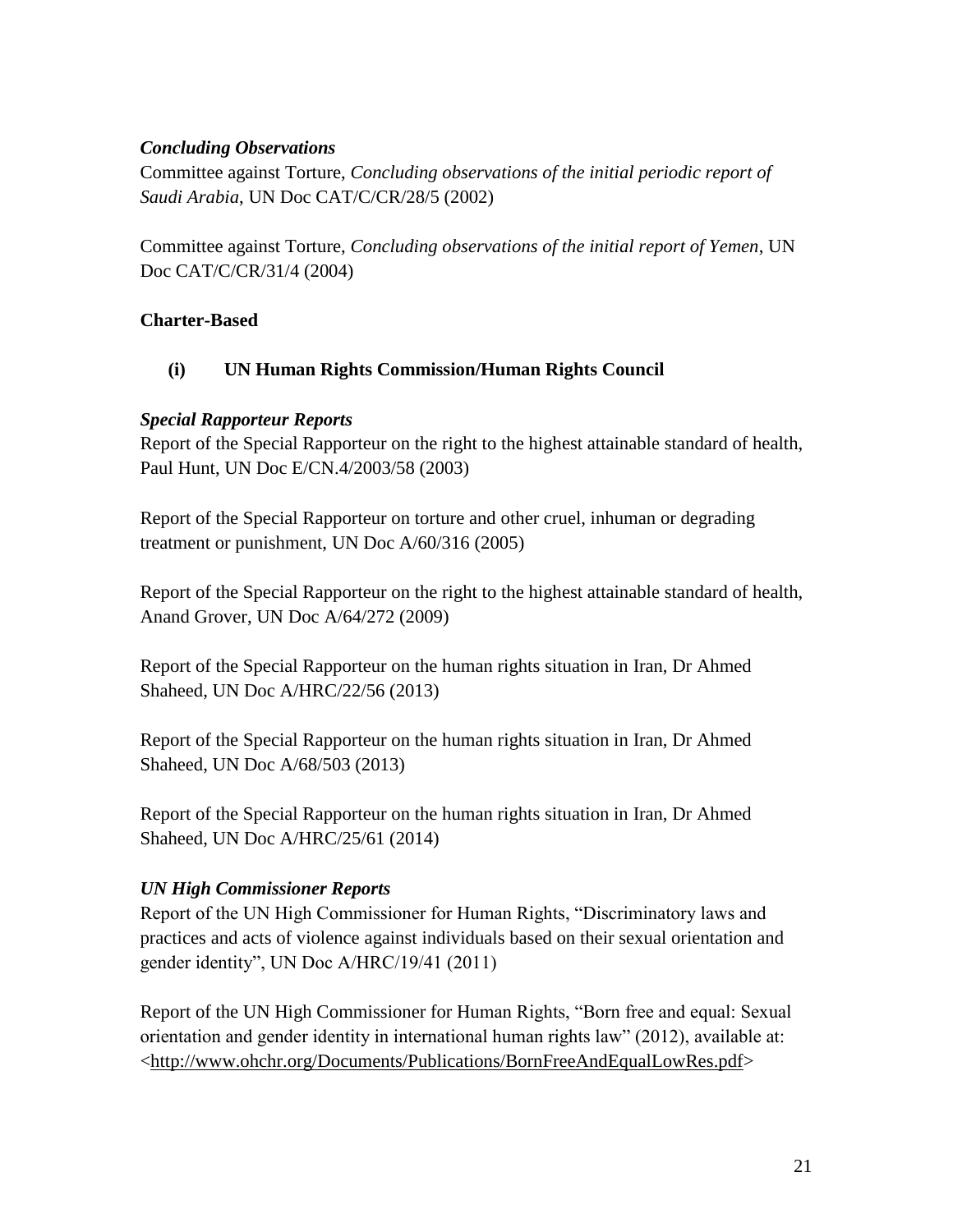***Concluding Observations***

Committee against Torture, *Concluding observations of the initial periodic report of Saudi Arabia*, UN Doc CAT/C/CR/28/5 (2002)

Committee against Torture, *Concluding observations of the initial report of Yemen*, UN Doc CAT/C/CR/31/4 (2004)

**Charter-Based**

**(i) UN Human Rights Commission/Human Rights Council**

***Special Rapporteur Reports***

Report of the Special Rapporteur on the right to the highest attainable standard of health, Paul Hunt, UN Doc E/CN.4/2003/58 (2003)

Report of the Special Rapporteur on torture and other cruel, inhuman or degrading treatment or punishment, UN Doc A/60/316 (2005)

Report of the Special Rapporteur on the right to the highest attainable standard of health, Anand Grover, UN Doc A/64/272 (2009)

Report of the Special Rapporteur on the human rights situation in Iran, Dr Ahmed Shaheed, UN Doc A/HRC/22/56 (2013)

Report of the Special Rapporteur on the human rights situation in Iran, Dr Ahmed Shaheed, UN Doc A/68/503 (2013)

Report of the Special Rapporteur on the human rights situation in Iran, Dr Ahmed Shaheed, UN Doc A/HRC/25/61 (2014)

***UN High Commissioner Reports***

Report of the UN High Commissioner for Human Rights, "Discriminatory laws and practices and acts of violence against individuals based on their sexual orientation and gender identity", UN Doc A/HRC/19/41 (2011)

Report of the UN High Commissioner for Human Rights, "Born free and equal: Sexual orientation and gender identity in international human rights law" (2012), available at: <http://www.ohchr.org/Documents/Publications/BornFreeAndEqualLowRes.pdf>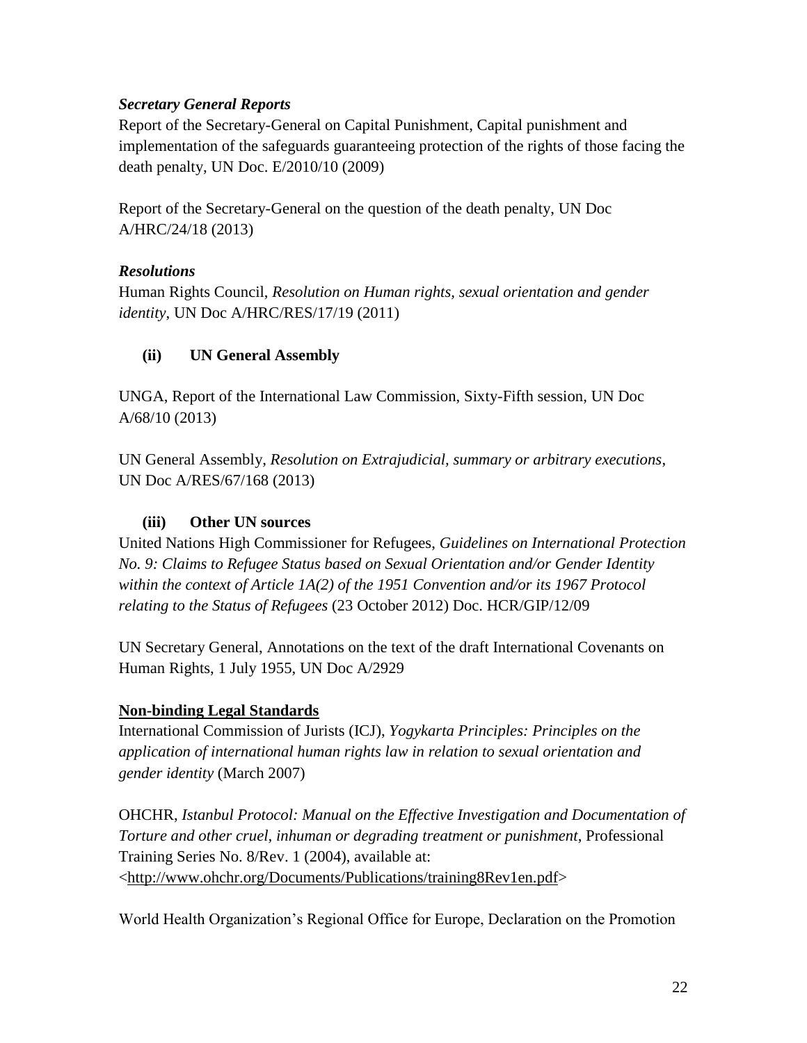### *Secretary General Reports*

Report of the Secretary-General on Capital Punishment, Capital punishment and implementation of the safeguards guaranteeing protection of the rights of those facing the death penalty, UN Doc. E/2010/10 (2009)

Report of the Secretary-General on the question of the death penalty, UN Doc A/HRC/24/18 (2013)

### *Resolutions*

Human Rights Council, *Resolution on Human rights, sexual orientation and gender identity*, UN Doc A/HRC/RES/17/19 (2011)

### (ii) UN General Assembly

UNGA, Report of the International Law Commission, Sixty-Fifth session, UN Doc A/68/10 (2013)

UN General Assembly, *Resolution on Extrajudicial, summary or arbitrary executions*, UN Doc A/RES/67/168 (2013)

### (iii) Other UN sources

United Nations High Commissioner for Refugees, *Guidelines on International Protection No. 9: Claims to Refugee Status based on Sexual Orientation and/or Gender Identity within the context of Article 1A(2) of the 1951 Convention and/or its 1967 Protocol relating to the Status of Refugees* (23 October 2012) Doc. HCR/GIP/12/09

UN Secretary General, Annotations on the text of the draft International Covenants on Human Rights, 1 July 1955, UN Doc A/2929

## Non-binding Legal Standards

International Commission of Jurists (ICJ), *Yogykarta Principles: Principles on the application of international human rights law in relation to sexual orientation and gender identity* (March 2007)

OHCHR, *Istanbul Protocol: Manual on the Effective Investigation and Documentation of Torture and other cruel, inhuman or degrading treatment or punishment*, Professional Training Series No. 8/Rev. 1 (2004), available at: <http://www.ohchr.org/Documents/Publications/training8Rev1en.pdf>

World Health Organization's Regional Office for Europe, Declaration on the Promotion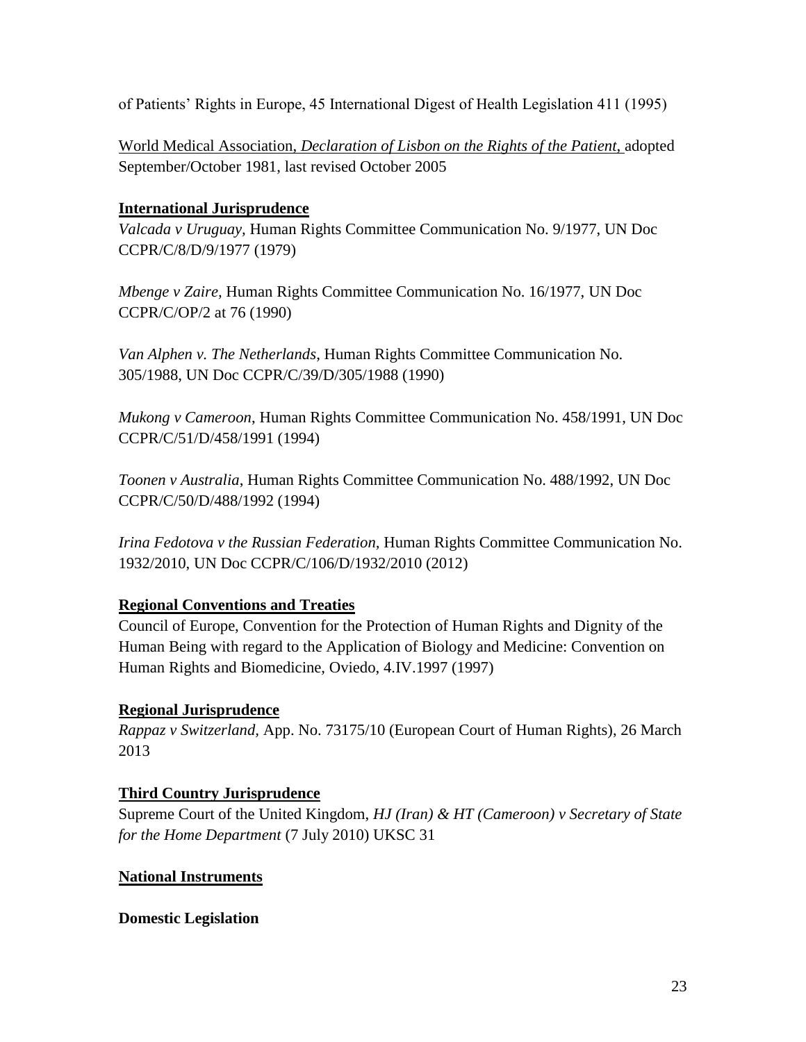of Patients' Rights in Europe, 45 International Digest of Health Legislation 411 (1995)

World Medical Association, *Declaration of Lisbon on the Rights of the Patient*, adopted September/October 1981, last revised October 2005

**International Jurisprudence**

*Valcada v Uruguay,* Human Rights Committee Communication No. 9/1977, UN Doc CCPR/C/8/D/9/1977 (1979)

*Mbenge v Zaire,* Human Rights Committee Communication No. 16/1977, UN Doc CCPR/C/OP/2 at 76 (1990)

*Van Alphen v. The Netherlands*, Human Rights Committee Communication No. 305/1988, UN Doc CCPR/C/39/D/305/1988 (1990)

*Mukong v Cameroon*, Human Rights Committee Communication No. 458/1991, UN Doc CCPR/C/51/D/458/1991 (1994)

*Toonen v Australia*, Human Rights Committee Communication No. 488/1992, UN Doc CCPR/C/50/D/488/1992 (1994)

*Irina Fedotova v the Russian Federation*, Human Rights Committee Communication No. 1932/2010, UN Doc CCPR/C/106/D/1932/2010 (2012)

**Regional Conventions and Treaties**

Council of Europe, Convention for the Protection of Human Rights and Dignity of the Human Being with regard to the Application of Biology and Medicine: Convention on Human Rights and Biomedicine, Oviedo, 4.IV.1997 (1997)

**Regional Jurisprudence**

*Rappaz v Switzerland,* App. No. 73175/10 (European Court of Human Rights), 26 March 2013

**Third Country Jurisprudence**

Supreme Court of the United Kingdom, *HJ (Iran) & HT (Cameroon) v Secretary of State for the Home Department* (7 July 2010) UKSC 31

**National Instruments**

**Domestic Legislation**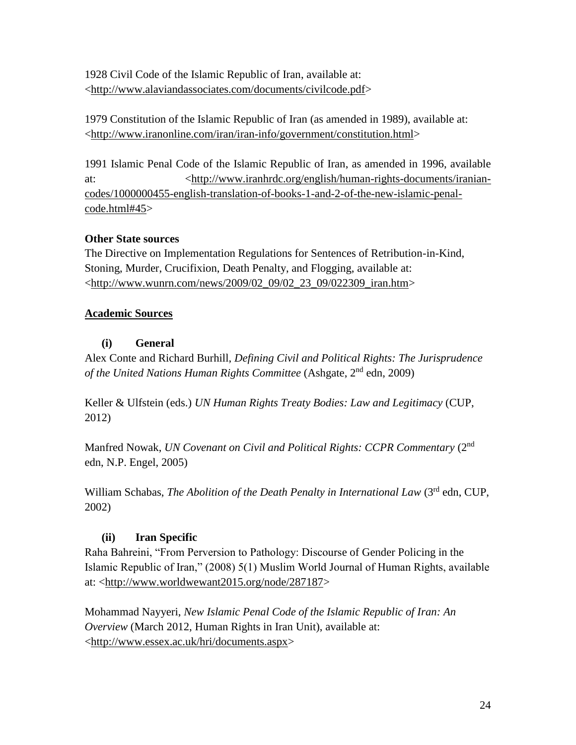1928 Civil Code of the Islamic Republic of Iran, available at: <http://www.alaviandassociates.com/documents/civilcode.pdf>

1979 Constitution of the Islamic Republic of Iran (as amended in 1989), available at: <http://www.iranonline.com/iran/iran-info/government/constitution.html>

1991 Islamic Penal Code of the Islamic Republic of Iran, as amended in 1996, available at: <http://www.iranhrdc.org/english/human-rights-documents/iranian-codes/1000000455-english-translation-of-books-1-and-2-of-the-new-islamic-penal-code.html#45>

**Other State sources**

The Directive on Implementation Regulations for Sentences of Retribution-in-Kind, Stoning, Murder, Crucifixion, Death Penalty, and Flogging, available at: <http://www.wunrn.com/news/2009/02_09/02_23_09/022309_iran.htm>

**Academic Sources**

**(i) General**

Alex Conte and Richard Burhill, *Defining Civil and Political Rights: The Jurisprudence of the United Nations Human Rights Committee* (Ashgate, 2nd edn, 2009)

Keller & Ulfstein (eds.) *UN Human Rights Treaty Bodies: Law and Legitimacy* (CUP, 2012)

Manfred Nowak, *UN Covenant on Civil and Political Rights: CCPR Commentary* (2nd edn, N.P. Engel, 2005)

William Schabas, *The Abolition of the Death Penalty in International Law* (3rd edn, CUP, 2002)

**(ii) Iran Specific**

Raha Bahreini, "From Perversion to Pathology: Discourse of Gender Policing in the Islamic Republic of Iran," (2008) 5(1) Muslim World Journal of Human Rights, available at: <http://www.worldwewant2015.org/node/287187>

Mohammad Nayyeri, *New Islamic Penal Code of the Islamic Republic of Iran: An Overview* (March 2012, Human Rights in Iran Unit), available at: <http://www.essex.ac.uk/hri/documents.aspx>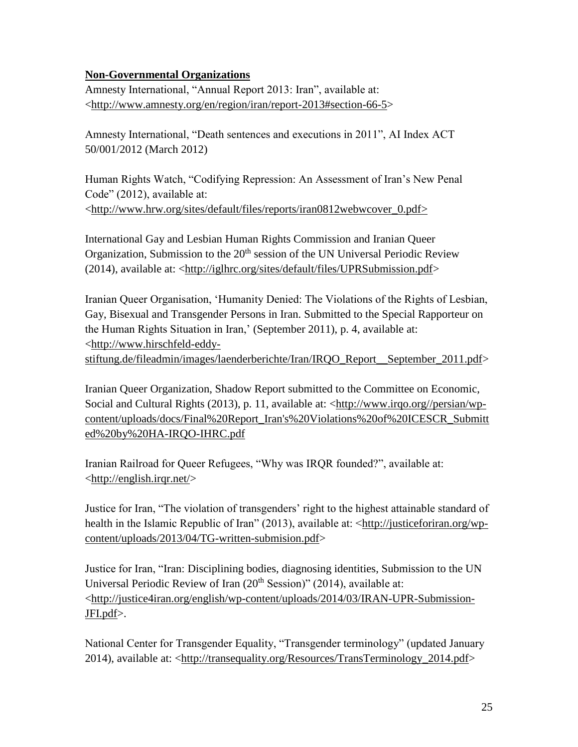**Non-Governmental Organizations**

Amnesty International, "Annual Report 2013: Iran", available at: <http://www.amnesty.org/en/region/iran/report-2013#section-66-5>

Amnesty International, "Death sentences and executions in 2011", AI Index ACT 50/001/2012 (March 2012)

Human Rights Watch, "Codifying Repression: An Assessment of Iran's New Penal Code" (2012), available at: <http://www.hrw.org/sites/default/files/reports/iran0812webwcover_0.pdf>

International Gay and Lesbian Human Rights Commission and Iranian Queer Organization, Submission to the 20th session of the UN Universal Periodic Review (2014), available at: <http://iglhrc.org/sites/default/files/UPRSubmission.pdf>

Iranian Queer Organisation, 'Humanity Denied: The Violations of the Rights of Lesbian, Gay, Bisexual and Transgender Persons in Iran. Submitted to the Special Rapporteur on the Human Rights Situation in Iran,' (September 2011), p. 4, available at: <http://www.hirschfeld-eddy-stiftung.de/fileadmin/images/laenderberichte/Iran/IRQO_Report__September_2011.pdf>

Iranian Queer Organization, Shadow Report submitted to the Committee on Economic, Social and Cultural Rights (2013), p. 11, available at: <http://www.irqo.org//persian/wp-content/uploads/docs/Final%20Report_Iran's%20Violations%20of%20ICESCR_Submitted%20by%20HA-IRQO-IHRC.pdf

Iranian Railroad for Queer Refugees, "Why was IRQR founded?", available at: <http://english.irqr.net/>

Justice for Iran, "The violation of transgenders' right to the highest attainable standard of health in the Islamic Republic of Iran" (2013), available at: <http://justiceforiran.org/wp-content/uploads/2013/04/TG-written-submision.pdf>

Justice for Iran, "Iran: Disciplining bodies, diagnosing identities, Submission to the UN Universal Periodic Review of Iran (20th Session)" (2014), available at: <http://justice4iran.org/english/wp-content/uploads/2014/03/IRAN-UPR-Submission-JFI.pdf>.

National Center for Transgender Equality, "Transgender terminology" (updated January 2014), available at: <http://transequality.org/Resources/TransTerminology_2014.pdf>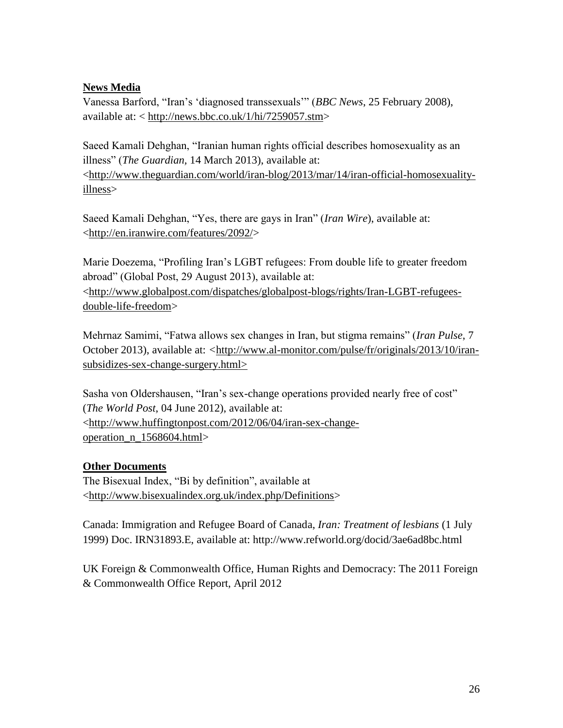## News Media

Vanessa Barford, "Iran's 'diagnosed transsexuals'" (*BBC News*, 25 February 2008), available at: < http://news.bbc.co.uk/1/hi/7259057.stm>

Saeed Kamali Dehghan, "Iranian human rights official describes homosexuality as an illness" (*The Guardian*, 14 March 2013), available at: <http://www.theguardian.com/world/iran-blog/2013/mar/14/iran-official-homosexuality-illness>

Saeed Kamali Dehghan, "Yes, there are gays in Iran" (*Iran Wire*), available at: <http://en.iranwire.com/features/2092/>

Marie Doezema, "Profiling Iran's LGBT refugees: From double life to greater freedom abroad" (Global Post, 29 August 2013), available at: <http://www.globalpost.com/dispatches/globalpost-blogs/rights/Iran-LGBT-refugees-double-life-freedom>

Mehrnaz Samimi, "Fatwa allows sex changes in Iran, but stigma remains" (*Iran Pulse*, 7 October 2013), available at: <http://www.al-monitor.com/pulse/fr/originals/2013/10/iran-subsidizes-sex-change-surgery.html>

Sasha von Oldershausen, "Iran's sex-change operations provided nearly free of cost" (*The World Post*, 04 June 2012), available at: <http://www.huffingtonpost.com/2012/06/04/iran-sex-change-operation_n_1568604.html>

## Other Documents

The Bisexual Index, "Bi by definition", available at <http://www.bisexualindex.org.uk/index.php/Definitions>

Canada: Immigration and Refugee Board of Canada, *Iran: Treatment of lesbians* (1 July 1999) Doc. IRN31893.E, available at: http://www.refworld.org/docid/3ae6ad8bc.html

UK Foreign & Commonwealth Office, Human Rights and Democracy: The 2011 Foreign & Commonwealth Office Report, April 2012